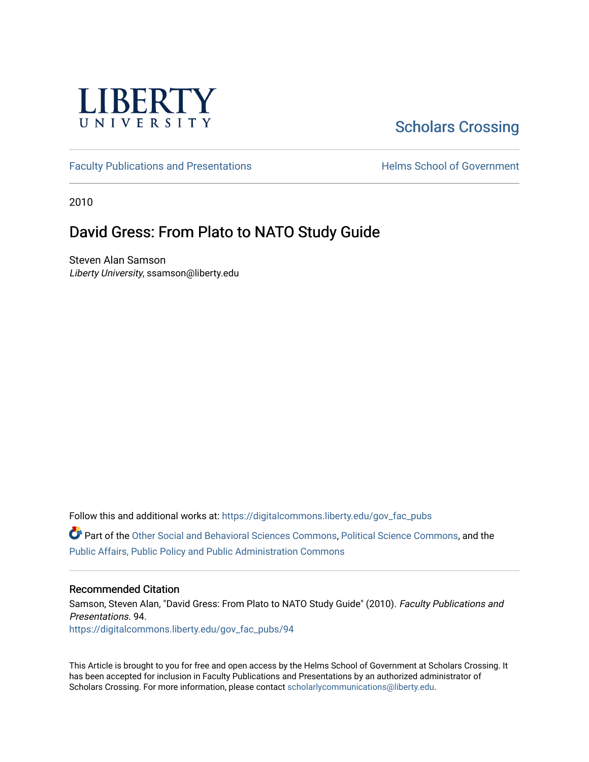LIBERTY UNIVERSITY

Scholars Crossing

Faculty Publications and Presentations

Helms School of Government

2010

# David Gress: From Plato to NATO Study Guide

Steven Alan Samson
*Liberty University*, ssamson@liberty.edu

Follow this and additional works at: https://digitalcommons.liberty.edu/gov_fac_pubs

Part of the Other Social and Behavioral Sciences Commons, Political Science Commons, and the Public Affairs, Public Policy and Public Administration Commons

## Recommended Citation

Samson, Steven Alan, "David Gress: From Plato to NATO Study Guide" (2010). *Faculty Publications and Presentations*. 94.
https://digitalcommons.liberty.edu/gov_fac_pubs/94

This Article is brought to you for free and open access by the Helms School of Government at Scholars Crossing. It has been accepted for inclusion in Faculty Publications and Presentations by an authorized administrator of Scholars Crossing. For more information, please contact scholarlycommunications@liberty.edu.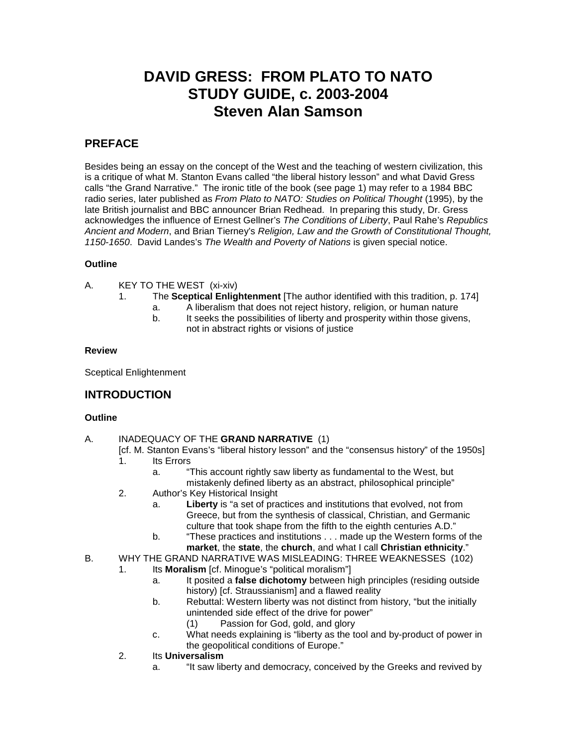# DAVID GRESS: FROM PLATO TO NATO STUDY GUIDE, c. 2003-2004 Steven Alan Samson

## PREFACE

Besides being an essay on the concept of the West and the teaching of western civilization, this is a critique of what M. Stanton Evans called "the liberal history lesson" and what David Gress calls "the Grand Narrative." The ironic title of the book (see page 1) may refer to a 1984 BBC radio series, later published as *From Plato to NATO: Studies on Political Thought* (1995), by the late British journalist and BBC announcer Brian Redhead. In preparing this study, Dr. Gress acknowledges the influence of Ernest Gellner's *The Conditions of Liberty*, Paul Rahe's *Republics Ancient and Modern*, and Brian Tierney's *Religion, Law and the Growth of Constitutional Thought, 1150-1650*. David Landes's *The Wealth and Poverty of Nations* is given special notice.

### Outline

A. KEY TO THE WEST (xi-xiv)
   1. The **Sceptical Enlightenment** [The author identified with this tradition, p. 174]
      a. A liberalism that does not reject history, religion, or human nature
      b. It seeks the possibilities of liberty and prosperity within those givens, not in abstract rights or visions of justice

### Review

Sceptical Enlightenment

## INTRODUCTION

### Outline

A. INADEQUACY OF THE **GRAND NARRATIVE** (1)
   [cf. M. Stanton Evans's "liberal history lesson" and the "consensus history" of the 1950s]
   1. Its Errors
      a. "This account rightly saw liberty as fundamental to the West, but mistakenly defined liberty as an abstract, philosophical principle"
   2. Author's Key Historical Insight
      a. **Liberty** is "a set of practices and institutions that evolved, not from Greece, but from the synthesis of classical, Christian, and Germanic culture that took shape from the fifth to the eighth centuries A.D."
      b. "These practices and institutions . . . made up the Western forms of the **market**, the **state**, the **church**, and what I call **Christian ethnicity**."

B. WHY THE GRAND NARRATIVE WAS MISLEADING: THREE WEAKNESSES (102)
   1. Its **Moralism** [cf. Minogue's "political moralism"]
      a. It posited a **false dichotomy** between high principles (residing outside history) [cf. Straussianism] and a flawed reality
      b. Rebuttal: Western liberty was not distinct from history, "but the initially unintended side effect of the drive for power"
         (1) Passion for God, gold, and glory
      c. What needs explaining is "liberty as the tool and by-product of power in the geopolitical conditions of Europe."
   2. Its **Universalism**
      a. "It saw liberty and democracy, conceived by the Greeks and revived by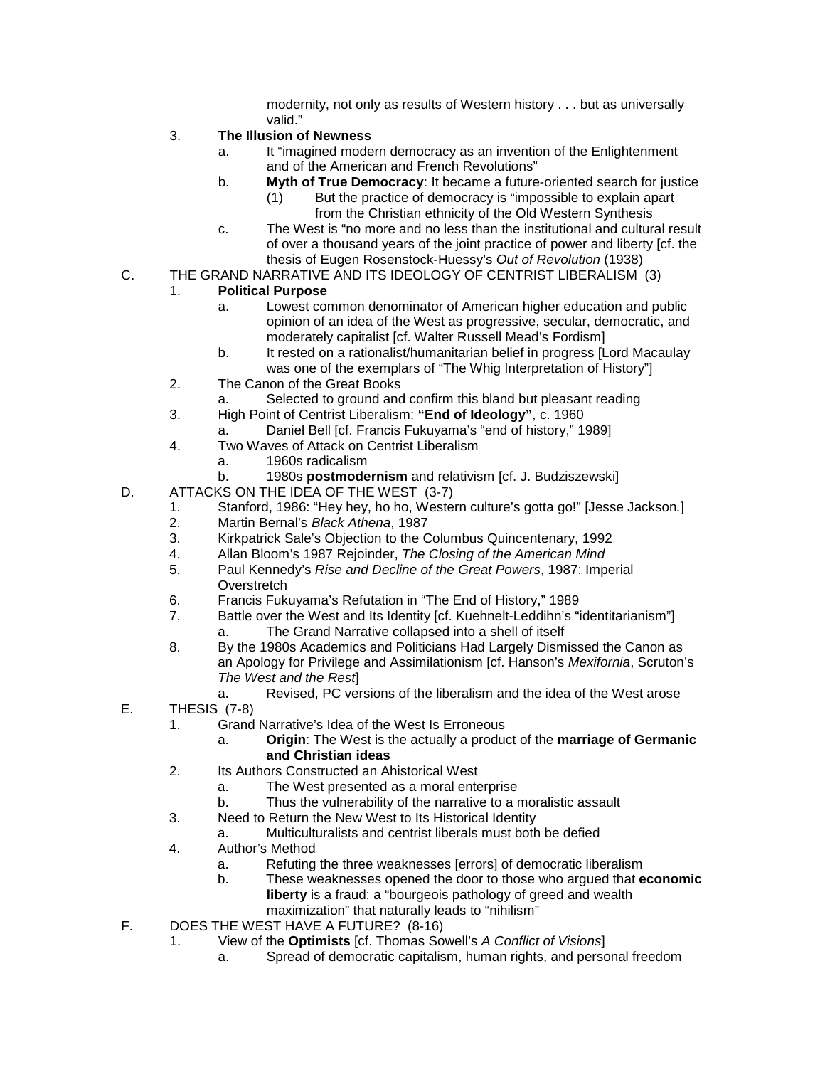modernity, not only as results of Western history . . . but as universally valid."

3. **The Illusion of Newness**
    - a. It "imagined modern democracy as an invention of the Enlightenment and of the American and French Revolutions"
    - b. **Myth of True Democracy**: It became a future-oriented search for justice
        - (1) But the practice of democracy is "impossible to explain apart from the Christian ethnicity of the Old Western Synthesis
    - c. The West is "no more and no less than the institutional and cultural result of over a thousand years of the joint practice of power and liberty [cf. the thesis of Eugen Rosenstock-Huessy's *Out of Revolution* (1938)

C. THE GRAND NARRATIVE AND ITS IDEOLOGY OF CENTRIST LIBERALISM (3)

1. **Political Purpose**
    - a. Lowest common denominator of American higher education and public opinion of an idea of the West as progressive, secular, democratic, and moderately capitalist [cf. Walter Russell Mead's Fordism]
    - b. It rested on a rationalist/humanitarian belief in progress [Lord Macaulay was one of the exemplars of "The Whig Interpretation of History"]
2. The Canon of the Great Books
    - a. Selected to ground and confirm this bland but pleasant reading
3. High Point of Centrist Liberalism: **"End of Ideology"**, c. 1960
    - a. Daniel Bell [cf. Francis Fukuyama's "end of history," 1989]
4. Two Waves of Attack on Centrist Liberalism
    - a. 1960s radicalism
    - b. 1980s **postmodernism** and relativism [cf. J. Budziszewski]

D. ATTACKS ON THE IDEA OF THE WEST (3-7)

1. Stanford, 1986: "Hey hey, ho ho, Western culture's gotta go!" [Jesse Jackson.]
2. Martin Bernal's *Black Athena*, 1987
3. Kirkpatrick Sale's Objection to the Columbus Quincentenary, 1992
4. Allan Bloom's 1987 Rejoinder, *The Closing of the American Mind*
5. Paul Kennedy's *Rise and Decline of the Great Powers*, 1987: Imperial Overstretch
6. Francis Fukuyama's Refutation in "The End of History," 1989
7. Battle over the West and Its Identity [cf. Kuehnelt-Leddihn's "identitarianism"]
    - a. The Grand Narrative collapsed into a shell of itself
8. By the 1980s Academics and Politicians Had Largely Dismissed the Canon as an Apology for Privilege and Assimilationism [cf. Hanson's *Mexifornia*, Scruton's *The West and the Rest*]
    - a. Revised, PC versions of the liberalism and the idea of the West arose

E. THESIS (7-8)

1. Grand Narrative's Idea of the West Is Erroneous
    - a. **Origin**: The West is the actually a product of the **marriage of Germanic and Christian ideas**
2. Its Authors Constructed an Ahistorical West
    - a. The West presented as a moral enterprise
    - b. Thus the vulnerability of the narrative to a moralistic assault
3. Need to Return the New West to Its Historical Identity
    - a. Multiculturalists and centrist liberals must both be defied
4. Author's Method
    - a. Refuting the three weaknesses [errors] of democratic liberalism
    - b. These weaknesses opened the door to those who argued that **economic liberty** is a fraud: a "bourgeois pathology of greed and wealth maximization" that naturally leads to "nihilism"

F. DOES THE WEST HAVE A FUTURE? (8-16)

1. View of the **Optimists** [cf. Thomas Sowell's *A Conflict of Visions*]
    - a. Spread of democratic capitalism, human rights, and personal freedom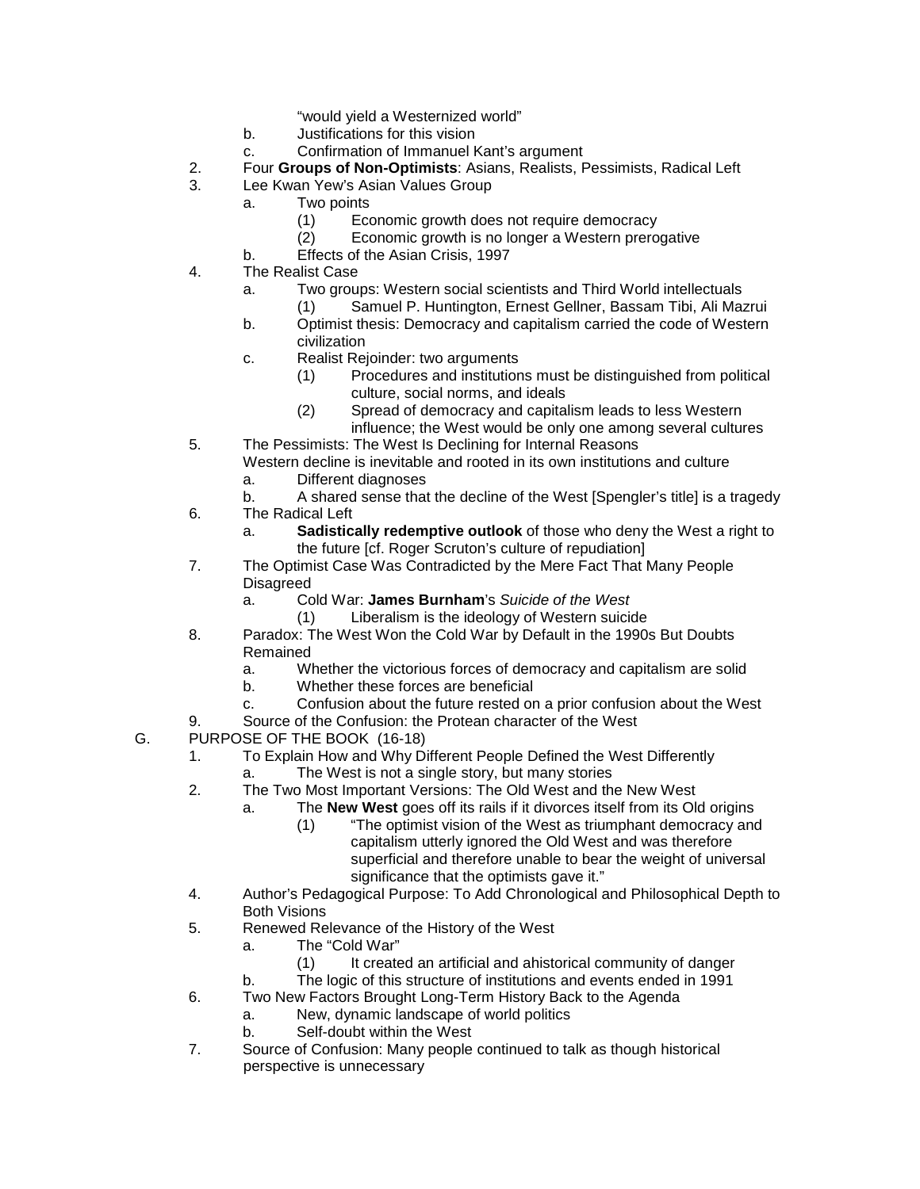"would yield a Westernized world"

- b. Justifications for this vision
- c. Confirmation of Immanuel Kant's argument

2. Four **Groups of Non-Optimists**: Asians, Realists, Pessimists, Radical Left
3. Lee Kwan Yew's Asian Values Group
   - a. Two points
     - (1) Economic growth does not require democracy
     - (2) Economic growth is no longer a Western prerogative
   - b. Effects of the Asian Crisis, 1997
4. The Realist Case
   - a. Two groups: Western social scientists and Third World intellectuals
     - (1) Samuel P. Huntington, Ernest Gellner, Bassam Tibi, Ali Mazrui
   - b. Optimist thesis: Democracy and capitalism carried the code of Western civilization
   - c. Realist Rejoinder: two arguments
     - (1) Procedures and institutions must be distinguished from political culture, social norms, and ideals
     - (2) Spread of democracy and capitalism leads to less Western influence; the West would be only one among several cultures
5. The Pessimists: The West Is Declining for Internal Reasons

   Western decline is inevitable and rooted in its own institutions and culture
   - a. Different diagnoses
   - b. A shared sense that the decline of the West [Spengler's title] is a tragedy
6. The Radical Left
   - a. **Sadistically redemptive outlook** of those who deny the West a right to the future [cf. Roger Scruton's culture of repudiation]
7. The Optimist Case Was Contradicted by the Mere Fact That Many People Disagreed
   - a. Cold War: **James Burnham**'s *Suicide of the West*
     - (1) Liberalism is the ideology of Western suicide
8. Paradox: The West Won the Cold War by Default in the 1990s But Doubts Remained
   - a. Whether the victorious forces of democracy and capitalism are solid
   - b. Whether these forces are beneficial
   - c. Confusion about the future rested on a prior confusion about the West
9. Source of the Confusion: the Protean character of the West

G. PURPOSE OF THE BOOK (16-18)

1. To Explain How and Why Different People Defined the West Differently
   - a. The West is not a single story, but many stories
2. The Two Most Important Versions: The Old West and the New West
   - a. The **New West** goes off its rails if it divorces itself from its Old origins
     - (1) "The optimist vision of the West as triumphant democracy and capitalism utterly ignored the Old West and was therefore superficial and therefore unable to bear the weight of universal significance that the optimists gave it."

4. Author's Pedagogical Purpose: To Add Chronological and Philosophical Depth to Both Visions
5. Renewed Relevance of the History of the West
   - a. The "Cold War"
     - (1) It created an artificial and ahistorical community of danger
   - b. The logic of this structure of institutions and events ended in 1991
6. Two New Factors Brought Long-Term History Back to the Agenda
   - a. New, dynamic landscape of world politics
   - b. Self-doubt within the West
7. Source of Confusion: Many people continued to talk as though historical perspective is unnecessary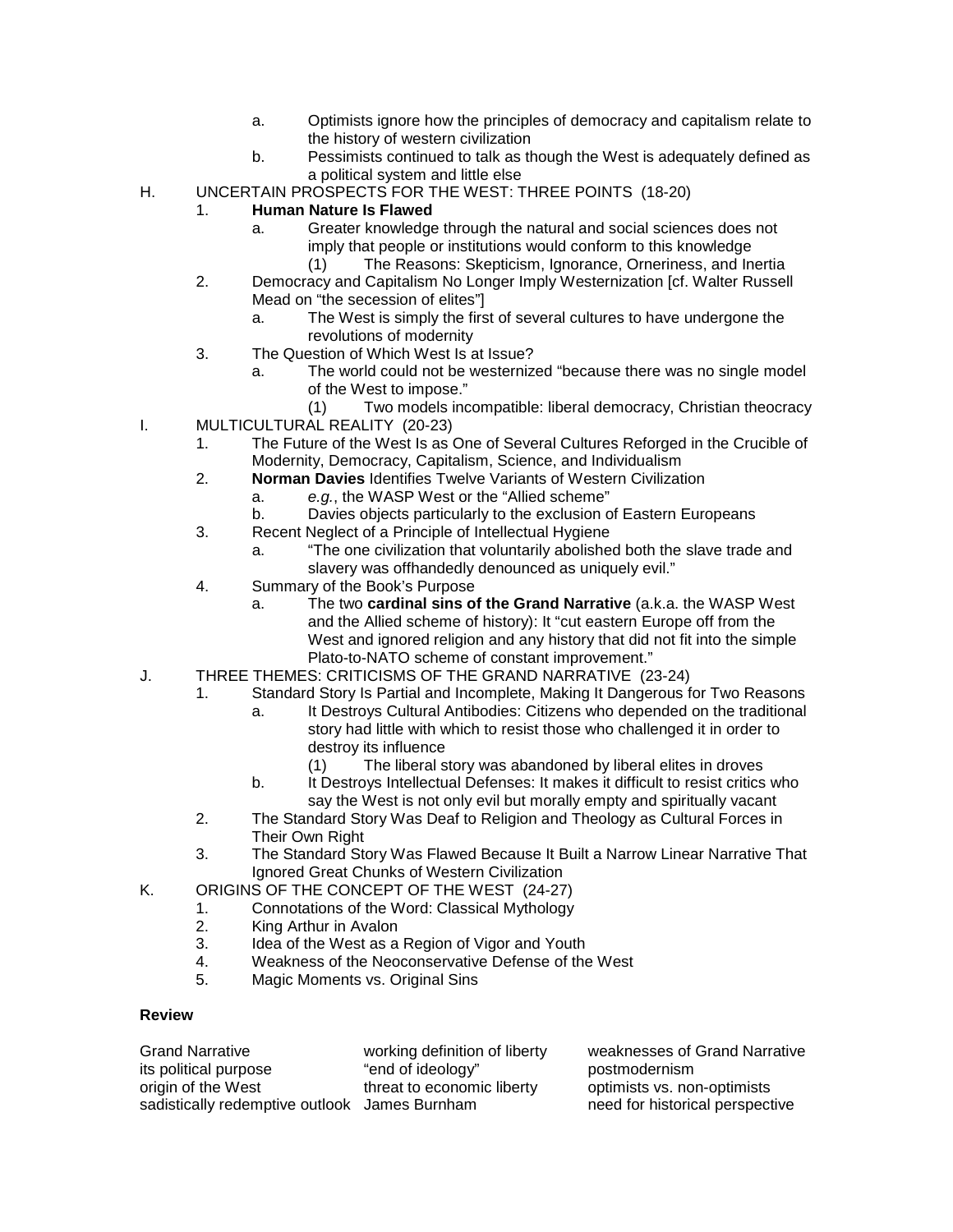a. Optimists ignore how the principles of democracy and capitalism relate to the history of western civilization
   b. Pessimists continued to talk as though the West is adequately defined as a political system and little else

H. UNCERTAIN PROSPECTS FOR THE WEST: THREE POINTS (18-20)
   1. **Human Nature Is Flawed**
      a. Greater knowledge through the natural and social sciences does not imply that people or institutions would conform to this knowledge
         (1) The Reasons: Skepticism, Ignorance, Orneriness, and Inertia
   2. Democracy and Capitalism No Longer Imply Westernization [cf. Walter Russell Mead on "the secession of elites"]
      a. The West is simply the first of several cultures to have undergone the revolutions of modernity
   3. The Question of Which West Is at Issue?
      a. The world could not be westernized "because there was no single model of the West to impose."
         (1) Two models incompatible: liberal democracy, Christian theocracy

I. MULTICULTURAL REALITY (20-23)
   1. The Future of the West Is as One of Several Cultures Reforged in the Crucible of Modernity, Democracy, Capitalism, Science, and Individualism
   2. **Norman Davies** Identifies Twelve Variants of Western Civilization
      a. *e.g.*, the WASP West or the "Allied scheme"
      b. Davies objects particularly to the exclusion of Eastern Europeans
   3. Recent Neglect of a Principle of Intellectual Hygiene
      a. "The one civilization that voluntarily abolished both the slave trade and slavery was offhandedly denounced as uniquely evil."
   4. Summary of the Book's Purpose
      a. The two **cardinal sins of the Grand Narrative** (a.k.a. the WASP West and the Allied scheme of history): It "cut eastern Europe off from the West and ignored religion and any history that did not fit into the simple Plato-to-NATO scheme of constant improvement."

J. THREE THEMES: CRITICISMS OF THE GRAND NARRATIVE (23-24)
   1. Standard Story Is Partial and Incomplete, Making It Dangerous for Two Reasons
      a. It Destroys Cultural Antibodies: Citizens who depended on the traditional story had little with which to resist those who challenged it in order to destroy its influence
         (1) The liberal story was abandoned by liberal elites in droves
      b. It Destroys Intellectual Defenses: It makes it difficult to resist critics who say the West is not only evil but morally empty and spiritually vacant
   2. The Standard Story Was Deaf to Religion and Theology as Cultural Forces in Their Own Right
   3. The Standard Story Was Flawed Because It Built a Narrow Linear Narrative That Ignored Great Chunks of Western Civilization

K. ORIGINS OF THE CONCEPT OF THE WEST (24-27)
   1. Connotations of the Word: Classical Mythology
   2. King Arthur in Avalon
   3. Idea of the West as a Region of Vigor and Youth
   4. Weakness of the Neoconservative Defense of the West
   5. Magic Moments vs. Original Sins

**Review**

| | | |
|---|---|---|
| Grand Narrative | working definition of liberty | weaknesses of Grand Narrative |
| its political purpose | "end of ideology" | postmodernism |
| origin of the West | threat to economic liberty | optimists vs. non-optimists |
| sadistically redemptive outlook | James Burnham | need for historical perspective |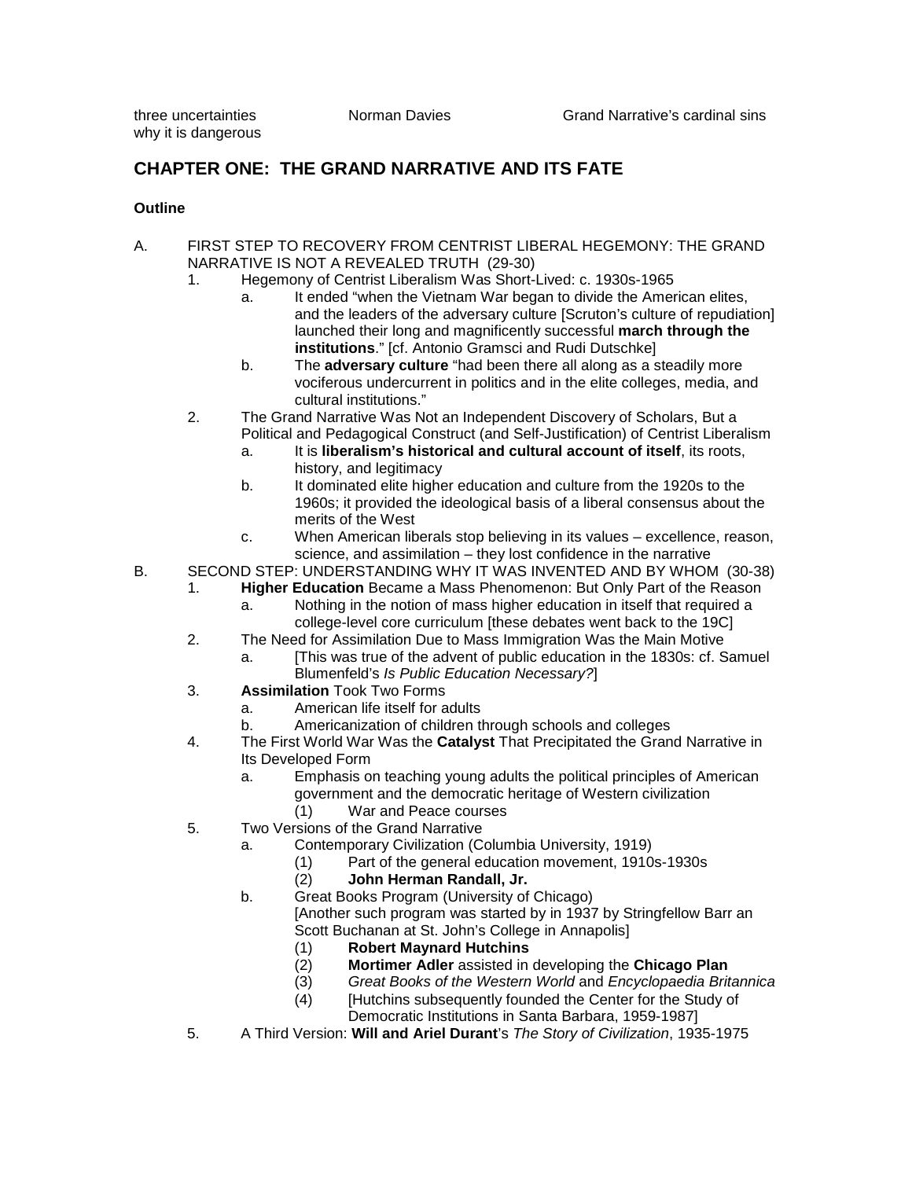three uncertainties  Norman Davies  Grand Narrative's cardinal sins
why it is dangerous

## CHAPTER ONE: THE GRAND NARRATIVE AND ITS FATE

**Outline**

A. FIRST STEP TO RECOVERY FROM CENTRIST LIBERAL HEGEMONY: THE GRAND NARRATIVE IS NOT A REVEALED TRUTH (29-30)
   1. Hegemony of Centrist Liberalism Was Short-Lived: c. 1930s-1965
      a. It ended "when the Vietnam War began to divide the American elites, and the leaders of the adversary culture [Scruton's culture of repudiation] launched their long and magnificently successful **march through the institutions**." [cf. Antonio Gramsci and Rudi Dutschke]
      b. The **adversary culture** "had been there all along as a steadily more vociferous undercurrent in politics and in the elite colleges, media, and cultural institutions."
   2. The Grand Narrative Was Not an Independent Discovery of Scholars, But a Political and Pedagogical Construct (and Self-Justification) of Centrist Liberalism
      a. It is **liberalism's historical and cultural account of itself**, its roots, history, and legitimacy
      b. It dominated elite higher education and culture from the 1920s to the 1960s; it provided the ideological basis of a liberal consensus about the merits of the West
      c. When American liberals stop believing in its values – excellence, reason, science, and assimilation – they lost confidence in the narrative

B. SECOND STEP: UNDERSTANDING WHY IT WAS INVENTED AND BY WHOM (30-38)
   1. **Higher Education** Became a Mass Phenomenon: But Only Part of the Reason
      a. Nothing in the notion of mass higher education in itself that required a college-level core curriculum [these debates went back to the 19C]
   2. The Need for Assimilation Due to Mass Immigration Was the Main Motive
      a. [This was true of the advent of public education in the 1830s: cf. Samuel Blumenfeld's *Is Public Education Necessary?*]
   3. **Assimilation** Took Two Forms
      a. American life itself for adults
      b. Americanization of children through schools and colleges
   4. The First World War Was the **Catalyst** That Precipitated the Grand Narrative in Its Developed Form
      a. Emphasis on teaching young adults the political principles of American government and the democratic heritage of Western civilization
         (1) War and Peace courses
   5. Two Versions of the Grand Narrative
      a. Contemporary Civilization (Columbia University, 1919)
         (1) Part of the general education movement, 1910s-1930s
         (2) **John Herman Randall, Jr.**
      b. Great Books Program (University of Chicago)
         [Another such program was started by in 1937 by Stringfellow Barr an Scott Buchanan at St. John's College in Annapolis]
         (1) **Robert Maynard Hutchins**
         (2) **Mortimer Adler** assisted in developing the **Chicago Plan**
         (3) *Great Books of the Western World* and *Encyclopaedia Britannica*
         (4) [Hutchins subsequently founded the Center for the Study of Democratic Institutions in Santa Barbara, 1959-1987]
   5. A Third Version: **Will and Ariel Durant**'s *The Story of Civilization*, 1935-1975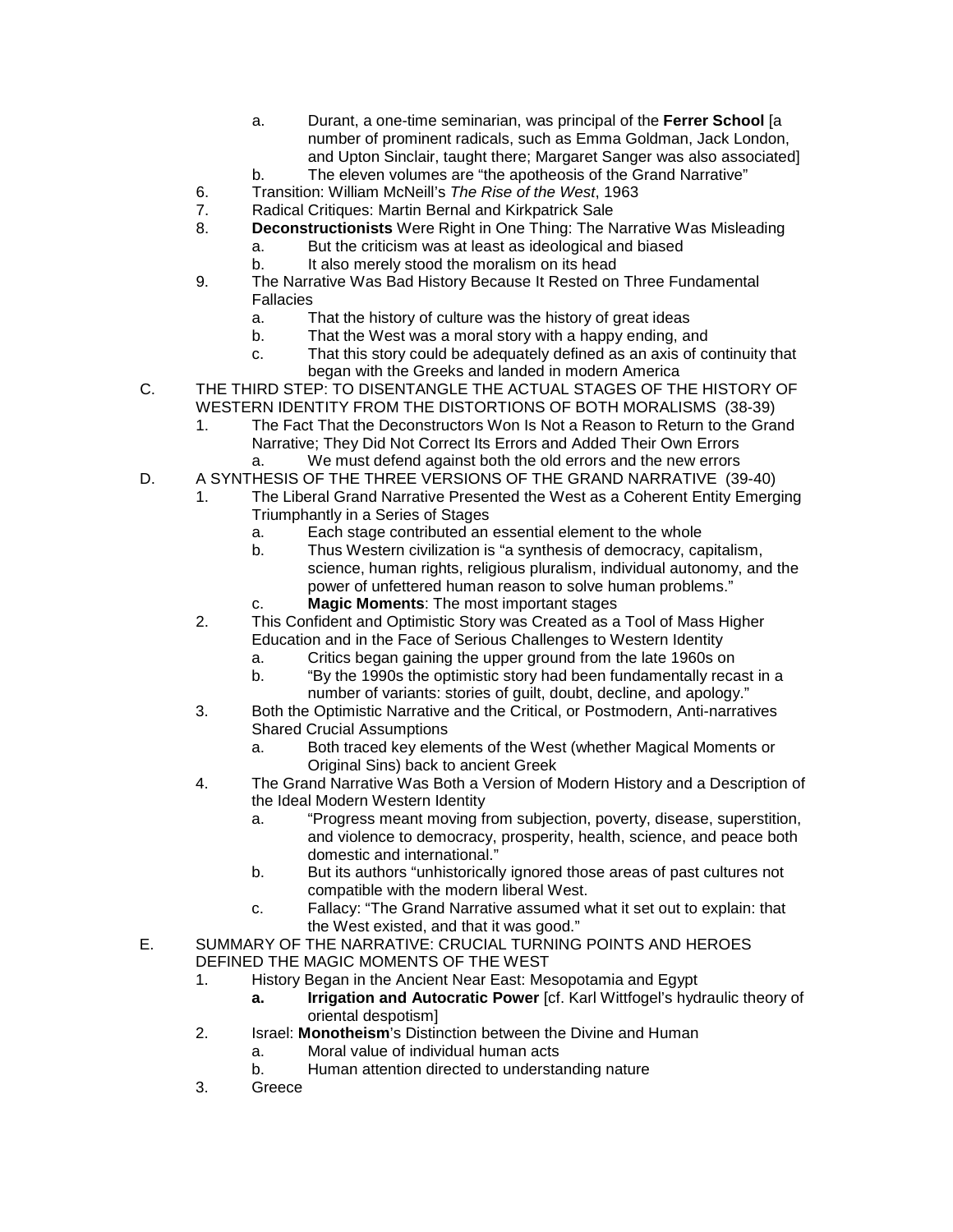a. Durant, a one-time seminarian, was principal of the **Ferrer School** [a number of prominent radicals, such as Emma Goldman, Jack London, and Upton Sinclair, taught there; Margaret Sanger was also associated]
   b. The eleven volumes are "the apotheosis of the Grand Narrative"
6. Transition: William McNeill's *The Rise of the West*, 1963
7. Radical Critiques: Martin Bernal and Kirkpatrick Sale
8. **Deconstructionists** Were Right in One Thing: The Narrative Was Misleading
   a. But the criticism was at least as ideological and biased
   b. It also merely stood the moralism on its head
9. The Narrative Was Bad History Because It Rested on Three Fundamental Fallacies
   a. That the history of culture was the history of great ideas
   b. That the West was a moral story with a happy ending, and
   c. That this story could be adequately defined as an axis of continuity that began with the Greeks and landed in modern America

C. THE THIRD STEP: TO DISENTANGLE THE ACTUAL STAGES OF THE HISTORY OF WESTERN IDENTITY FROM THE DISTORTIONS OF BOTH MORALISMS (38-39)
1. The Fact That the Deconstructors Won Is Not a Reason to Return to the Grand Narrative; They Did Not Correct Its Errors and Added Their Own Errors
   a. We must defend against both the old errors and the new errors

D. A SYNTHESIS OF THE THREE VERSIONS OF THE GRAND NARRATIVE (39-40)
1. The Liberal Grand Narrative Presented the West as a Coherent Entity Emerging Triumphantly in a Series of Stages
   a. Each stage contributed an essential element to the whole
   b. Thus Western civilization is "a synthesis of democracy, capitalism, science, human rights, religious pluralism, individual autonomy, and the power of unfettered human reason to solve human problems."
   c. **Magic Moments**: The most important stages
2. This Confident and Optimistic Story was Created as a Tool of Mass Higher Education and in the Face of Serious Challenges to Western Identity
   a. Critics began gaining the upper ground from the late 1960s on
   b. "By the 1990s the optimistic story had been fundamentally recast in a number of variants: stories of guilt, doubt, decline, and apology."
3. Both the Optimistic Narrative and the Critical, or Postmodern, Anti-narratives Shared Crucial Assumptions
   a. Both traced key elements of the West (whether Magical Moments or Original Sins) back to ancient Greek
4. The Grand Narrative Was Both a Version of Modern History and a Description of the Ideal Modern Western Identity
   a. "Progress meant moving from subjection, poverty, disease, superstition, and violence to democracy, prosperity, health, science, and peace both domestic and international."
   b. But its authors "unhistorically ignored those areas of past cultures not compatible with the modern liberal West.
   c. Fallacy: "The Grand Narrative assumed what it set out to explain: that the West existed, and that it was good."

E. SUMMARY OF THE NARRATIVE: CRUCIAL TURNING POINTS AND HEROES DEFINED THE MAGIC MOMENTS OF THE WEST
1. History Began in the Ancient Near East: Mesopotamia and Egypt
   **a. Irrigation and Autocratic Power** [cf. Karl Wittfogel's hydraulic theory of oriental despotism]
2. Israel: **Monotheism**'s Distinction between the Divine and Human
   a. Moral value of individual human acts
   b. Human attention directed to understanding nature
3. Greece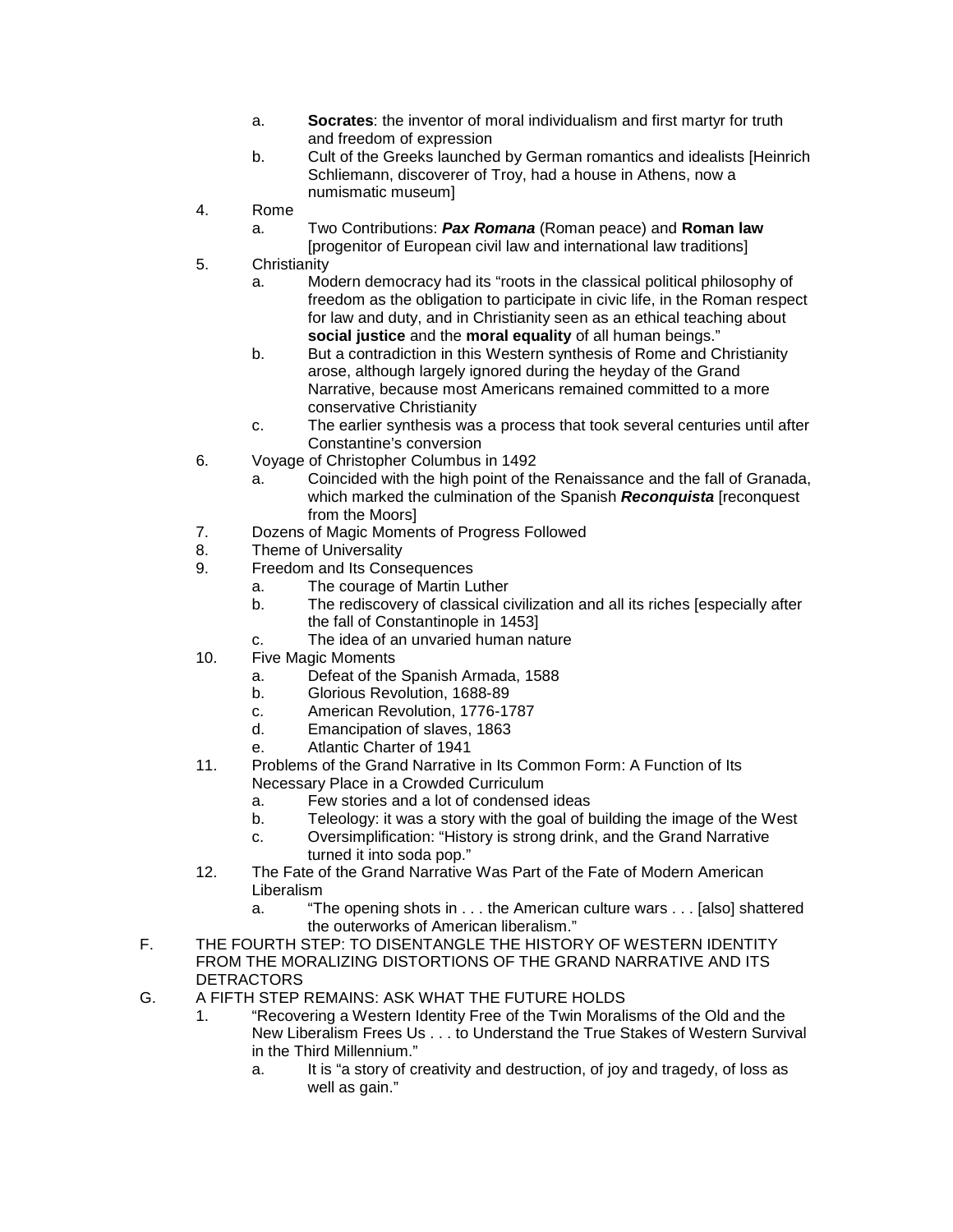a. **Socrates**: the inventor of moral individualism and first martyr for truth and freedom of expression
   b. Cult of the Greeks launched by German romantics and idealists [Heinrich Schliemann, discoverer of Troy, had a house in Athens, now a numismatic museum]

4. Rome
   a. Two Contributions: ***Pax Romana*** (Roman peace) and **Roman law** [progenitor of European civil law and international law traditions]
5. Christianity
   a. Modern democracy had its "roots in the classical political philosophy of freedom as the obligation to participate in civic life, in the Roman respect for law and duty, and in Christianity seen as an ethical teaching about **social justice** and the **moral equality** of all human beings."
   b. But a contradiction in this Western synthesis of Rome and Christianity arose, although largely ignored during the heyday of the Grand Narrative, because most Americans remained committed to a more conservative Christianity
   c. The earlier synthesis was a process that took several centuries until after Constantine's conversion
6. Voyage of Christopher Columbus in 1492
   a. Coincided with the high point of the Renaissance and the fall of Granada, which marked the culmination of the Spanish ***Reconquista*** [reconquest from the Moors]
7. Dozens of Magic Moments of Progress Followed
8. Theme of Universality
9. Freedom and Its Consequences
   a. The courage of Martin Luther
   b. The rediscovery of classical civilization and all its riches [especially after the fall of Constantinople in 1453]
   c. The idea of an unvaried human nature
10. Five Magic Moments
    a. Defeat of the Spanish Armada, 1588
    b. Glorious Revolution, 1688-89
    c. American Revolution, 1776-1787
    d. Emancipation of slaves, 1863
    e. Atlantic Charter of 1941
11. Problems of the Grand Narrative in Its Common Form: A Function of Its Necessary Place in a Crowded Curriculum
    a. Few stories and a lot of condensed ideas
    b. Teleology: it was a story with the goal of building the image of the West
    c. Oversimplification: "History is strong drink, and the Grand Narrative turned it into soda pop."
12. The Fate of the Grand Narrative Was Part of the Fate of Modern American Liberalism
    a. "The opening shots in . . . the American culture wars . . . [also] shattered the outerworks of American liberalism."

F. THE FOURTH STEP: TO DISENTANGLE THE HISTORY OF WESTERN IDENTITY FROM THE MORALIZING DISTORTIONS OF THE GRAND NARRATIVE AND ITS DETRACTORS

G. A FIFTH STEP REMAINS: ASK WHAT THE FUTURE HOLDS
   1. "Recovering a Western Identity Free of the Twin Moralisms of the Old and the New Liberalism Frees Us . . . to Understand the True Stakes of Western Survival in the Third Millennium."
      a. It is "a story of creativity and destruction, of joy and tragedy, of loss as well as gain."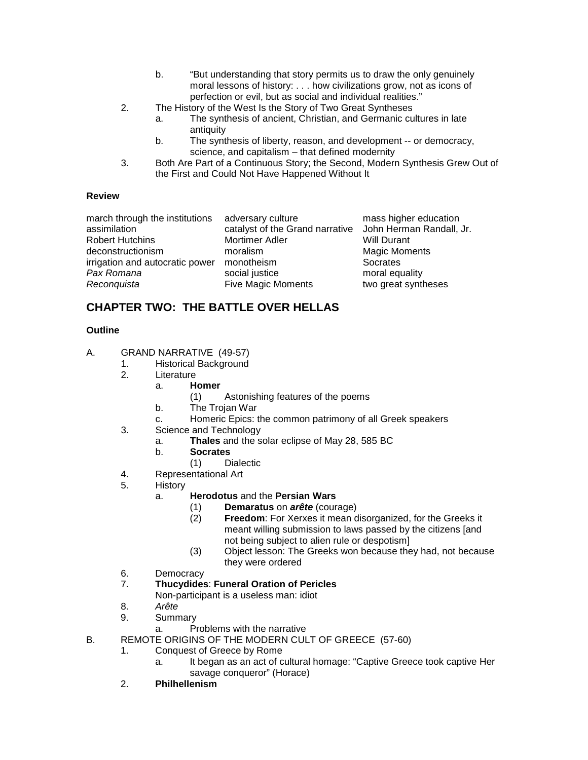b. "But understanding that story permits us to draw the only genuinely moral lessons of history: . . . how civilizations grow, not as icons of perfection or evil, but as social and individual realities."

2. The History of the West Is the Story of Two Great Syntheses
   a. The synthesis of ancient, Christian, and Germanic cultures in late antiquity
   b. The synthesis of liberty, reason, and development -- or democracy, science, and capitalism – that defined modernity
3. Both Are Part of a Continuous Story; the Second, Modern Synthesis Grew Out of the First and Could Not Have Happened Without It

**Review**

| | | |
|---|---|---|
| march through the institutions | adversary culture | mass higher education |
| assimilation | catalyst of the Grand narrative | John Herman Randall, Jr. |
| Robert Hutchins | Mortimer Adler | Will Durant |
| deconstructionism | moralism | Magic Moments |
| irrigation and autocratic power | monotheism | Socrates |
| *Pax Romana* | social justice | moral equality |
| *Reconquista* | Five Magic Moments | two great syntheses |

## CHAPTER TWO: THE BATTLE OVER HELLAS

**Outline**

A. GRAND NARRATIVE (49-57)
   1. Historical Background
   2. Literature
      a. **Homer**
         (1) Astonishing features of the poems
      b. The Trojan War
      c. Homeric Epics: the common patrimony of all Greek speakers
   3. Science and Technology
      a. **Thales** and the solar eclipse of May 28, 585 BC
      b. **Socrates**
         (1) Dialectic
   4. Representational Art
   5. History
      a. **Herodotus** and the **Persian Wars**
         (1) **Demaratus** on ***arête*** (courage)
         (2) **Freedom**: For Xerxes it mean disorganized, for the Greeks it meant willing submission to laws passed by the citizens [and not being subject to alien rule or despotism]
         (3) Object lesson: The Greeks won because they had, not because they were ordered
   6. Democracy
   7. **Thucydides**: **Funeral Oration of Pericles**
      Non-participant is a useless man: idiot
   8. *Arête*
   9. Summary
      a. Problems with the narrative

B. REMOTE ORIGINS OF THE MODERN CULT OF GREECE (57-60)
   1. Conquest of Greece by Rome
      a. It began as an act of cultural homage: "Captive Greece took captive Her savage conqueror" (Horace)
   2. **Philhellenism**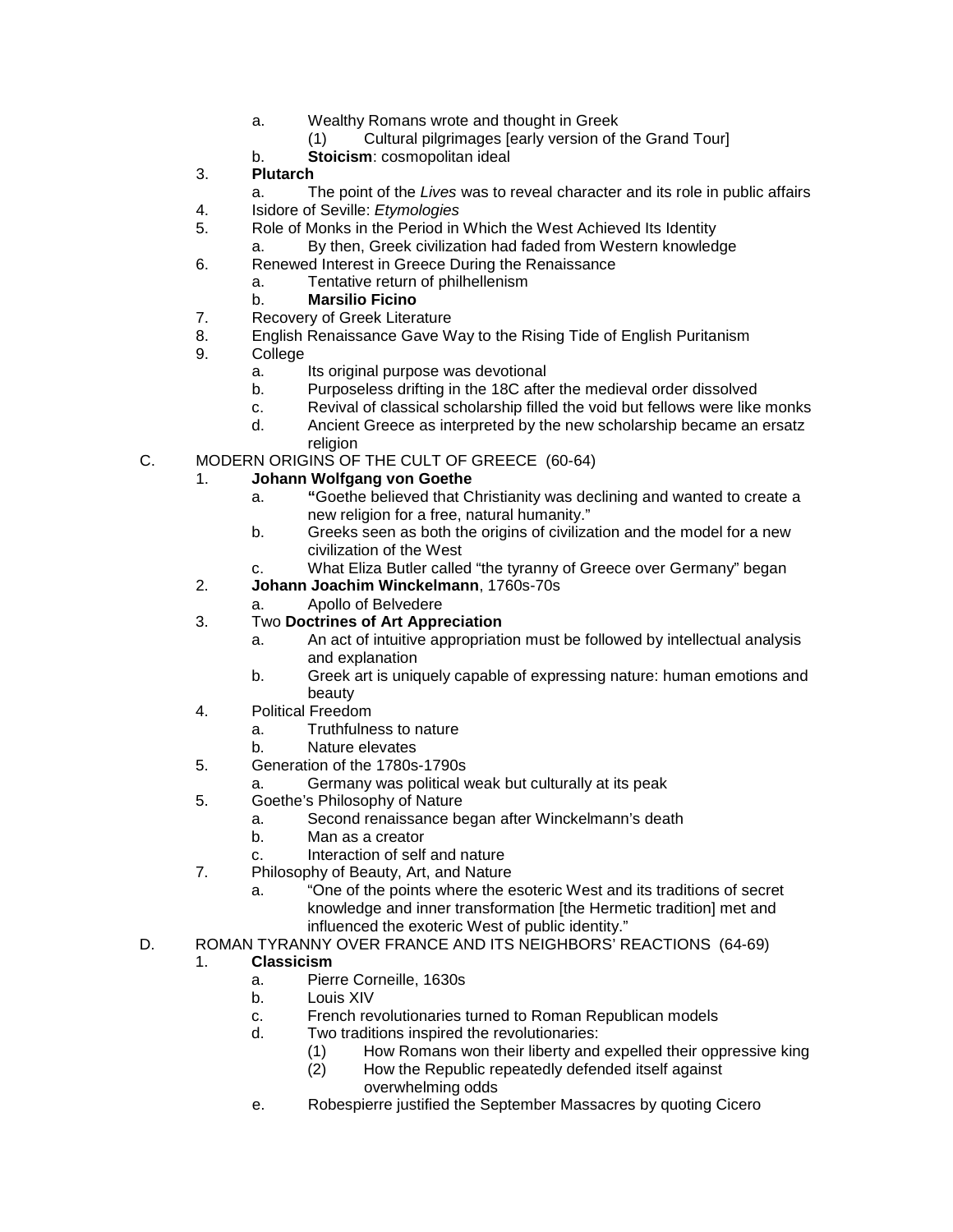- a. Wealthy Romans wrote and thought in Greek
  - (1) Cultural pilgrimages [early version of the Grand Tour]
- b. **Stoicism**: cosmopolitan ideal

3. **Plutarch**
   - a. The point of the *Lives* was to reveal character and its role in public affairs
4. Isidore of Seville: *Etymologies*
5. Role of Monks in the Period in Which the West Achieved Its Identity
   - a. By then, Greek civilization had faded from Western knowledge
6. Renewed Interest in Greece During the Renaissance
   - a. Tentative return of philhellenism
   - b. **Marsilio Ficino**
7. Recovery of Greek Literature
8. English Renaissance Gave Way to the Rising Tide of English Puritanism
9. College
   - a. Its original purpose was devotional
   - b. Purposeless drifting in the 18C after the medieval order dissolved
   - c. Revival of classical scholarship filled the void but fellows were like monks
   - d. Ancient Greece as interpreted by the new scholarship became an ersatz religion

C. MODERN ORIGINS OF THE CULT OF GREECE (60-64)

1. **Johann Wolfgang von Goethe**
   - a. **"**Goethe believed that Christianity was declining and wanted to create a new religion for a free, natural humanity."
   - b. Greeks seen as both the origins of civilization and the model for a new civilization of the West
   - c. What Eliza Butler called "the tyranny of Greece over Germany" began
2. **Johann Joachim Winckelmann**, 1760s-70s
   - a. Apollo of Belvedere
3. Two **Doctrines of Art Appreciation**
   - a. An act of intuitive appropriation must be followed by intellectual analysis and explanation
   - b. Greek art is uniquely capable of expressing nature: human emotions and beauty
4. Political Freedom
   - a. Truthfulness to nature
   - b. Nature elevates
5. Generation of the 1780s-1790s
   - a. Germany was political weak but culturally at its peak
5. Goethe's Philosophy of Nature
   - a. Second renaissance began after Winckelmann's death
   - b. Man as a creator
   - c. Interaction of self and nature
7. Philosophy of Beauty, Art, and Nature
   - a. "One of the points where the esoteric West and its traditions of secret knowledge and inner transformation [the Hermetic tradition] met and influenced the exoteric West of public identity."

D. ROMAN TYRANNY OVER FRANCE AND ITS NEIGHBORS' REACTIONS (64-69)

1. **Classicism**
   - a. Pierre Corneille, 1630s
   - b. Louis XIV
   - c. French revolutionaries turned to Roman Republican models
   - d. Two traditions inspired the revolutionaries:
     - (1) How Romans won their liberty and expelled their oppressive king
     - (2) How the Republic repeatedly defended itself against overwhelming odds
   - e. Robespierre justified the September Massacres by quoting Cicero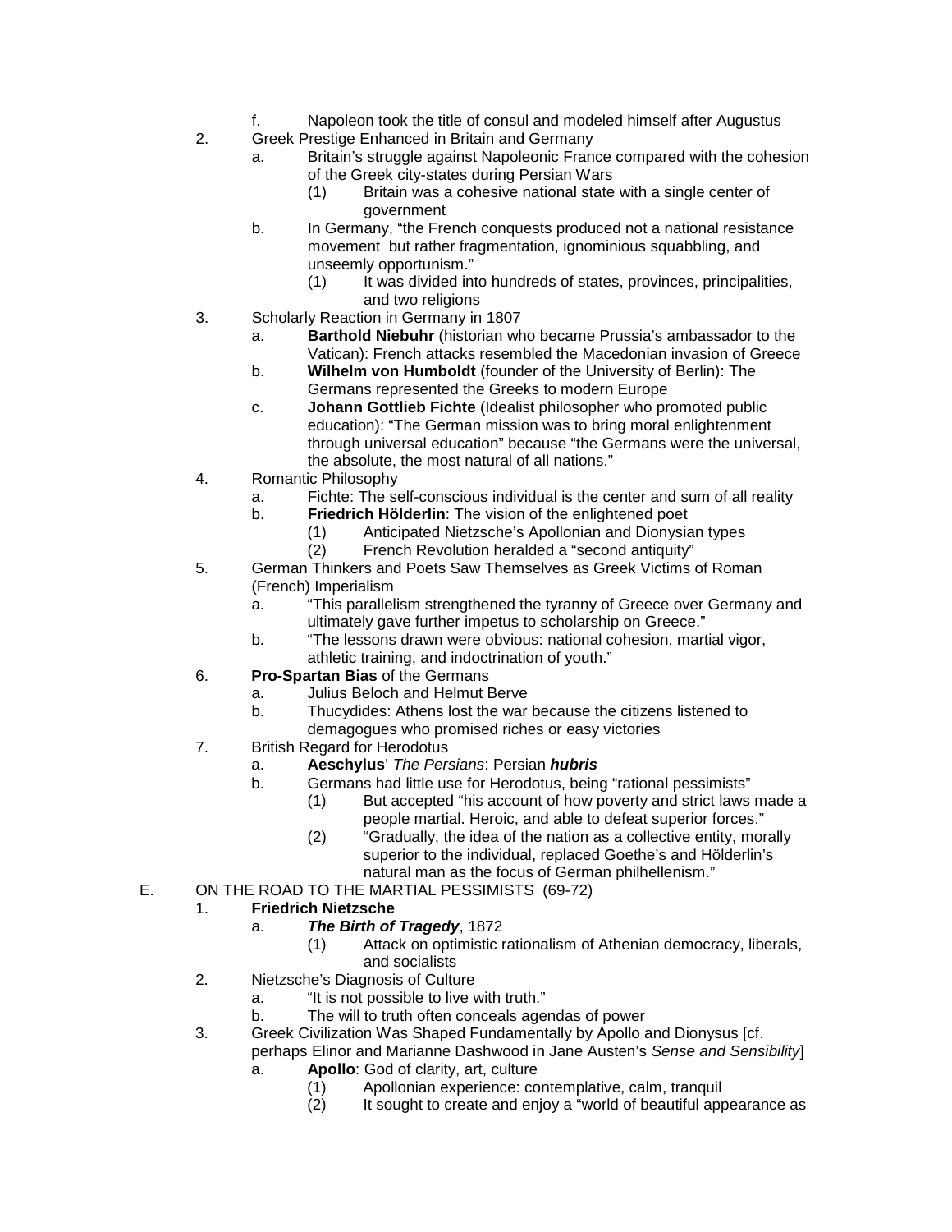f. Napoleon took the title of consul and modeled himself after Augustus

2. Greek Prestige Enhanced in Britain and Germany
   a. Britain's struggle against Napoleonic France compared with the cohesion of the Greek city-states during Persian Wars
      (1) Britain was a cohesive national state with a single center of government
   b. In Germany, "the French conquests produced not a national resistance movement but rather fragmentation, ignominious squabbling, and unseemly opportunism."
      (1) It was divided into hundreds of states, provinces, principalities, and two religions

3. Scholarly Reaction in Germany in 1807
   a. **Barthold Niebuhr** (historian who became Prussia's ambassador to the Vatican): French attacks resembled the Macedonian invasion of Greece
   b. **Wilhelm von Humboldt** (founder of the University of Berlin): The Germans represented the Greeks to modern Europe
   c. **Johann Gottlieb Fichte** (Idealist philosopher who promoted public education): "The German mission was to bring moral enlightenment through universal education" because "the Germans were the universal, the absolute, the most natural of all nations."

4. Romantic Philosophy
   a. Fichte: The self-conscious individual is the center and sum of all reality
   b. **Friedrich Hölderlin**: The vision of the enlightened poet
      (1) Anticipated Nietzsche's Apollonian and Dionysian types
      (2) French Revolution heralded a "second antiquity"

5. German Thinkers and Poets Saw Themselves as Greek Victims of Roman (French) Imperialism
   a. "This parallelism strengthened the tyranny of Greece over Germany and ultimately gave further impetus to scholarship on Greece."
   b. "The lessons drawn were obvious: national cohesion, martial vigor, athletic training, and indoctrination of youth."

6. **Pro-Spartan Bias** of the Germans
   a. Julius Beloch and Helmut Berve
   b. Thucydides: Athens lost the war because the citizens listened to demagogues who promised riches or easy victories

7. British Regard for Herodotus
   a. **Aeschylus**' *The Persians*: Persian ***hubris***
   b. Germans had little use for Herodotus, being "rational pessimists"
      (1) But accepted "his account of how poverty and strict laws made a people martial. Heroic, and able to defeat superior forces."
      (2) "Gradually, the idea of the nation as a collective entity, morally superior to the individual, replaced Goethe's and Hölderlin's natural man as the focus of German philhellenism."

E. ON THE ROAD TO THE MARTIAL PESSIMISTS (69-72)

1. **Friedrich Nietzsche**
   a. ***The Birth of Tragedy***, 1872
      (1) Attack on optimistic rationalism of Athenian democracy, liberals, and socialists

2. Nietzsche's Diagnosis of Culture
   a. "It is not possible to live with truth."
   b. The will to truth often conceals agendas of power

3. Greek Civilization Was Shaped Fundamentally by Apollo and Dionysus [cf. perhaps Elinor and Marianne Dashwood in Jane Austen's *Sense and Sensibility*]
   a. **Apollo**: God of clarity, art, culture
      (1) Apollonian experience: contemplative, calm, tranquil
      (2) It sought to create and enjoy a "world of beautiful appearance as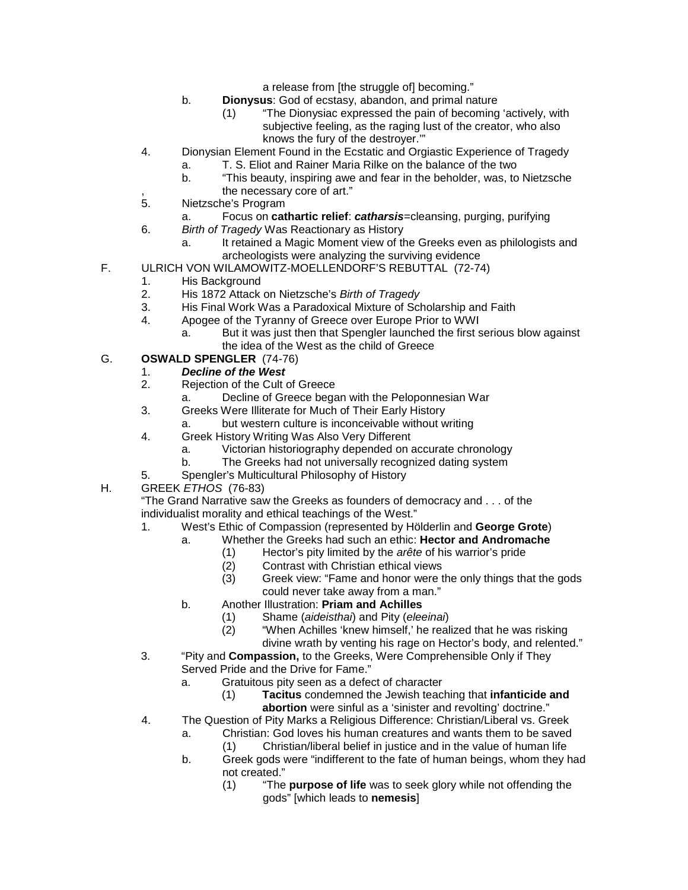a release from [the struggle of] becoming."

- b. **Dionysus**: God of ecstasy, abandon, and primal nature
  - (1) "The Dionysiac expressed the pain of becoming 'actively, with subjective feeling, as the raging lust of the creator, who also knows the fury of the destroyer.'"

4. Dionysian Element Found in the Ecstatic and Orgiastic Experience of Tragedy
   - a. T. S. Eliot and Rainer Maria Rilke on the balance of the two
   - b. "This beauty, inspiring awe and fear in the beholder, was, to Nietzsche, the necessary core of art."
5. Nietzsche's Program
   - a. Focus on **cathartic relief**: ***catharsis***=cleansing, purging, purifying
6. *Birth of Tragedy* Was Reactionary as History
   - a. It retained a Magic Moment view of the Greeks even as philologists and archeologists were analyzing the surviving evidence

F. ULRICH VON WILAMOWITZ-MOELLENDORF'S REBUTTAL (72-74)

1. His Background
2. His 1872 Attack on Nietzsche's *Birth of Tragedy*
3. His Final Work Was a Paradoxical Mixture of Scholarship and Faith
4. Apogee of the Tyranny of Greece over Europe Prior to WWI
   - a. But it was just then that Spengler launched the first serious blow against the idea of the West as the child of Greece

G. **OSWALD SPENGLER** (74-76)

1. ***Decline of the West***
2. Rejection of the Cult of Greece
   - a. Decline of Greece began with the Peloponnesian War
3. Greeks Were Illiterate for Much of Their Early History
   - a. but western culture is inconceivable without writing
4. Greek History Writing Was Also Very Different
   - a. Victorian historiography depended on accurate chronology
   - b. The Greeks had not universally recognized dating system
5. Spengler's Multicultural Philosophy of History

H. GREEK *ETHOS* (76-83)

"The Grand Narrative saw the Greeks as founders of democracy and . . . of the individualist morality and ethical teachings of the West."

1. West's Ethic of Compassion (represented by Hölderlin and **George Grote**)
   - a. Whether the Greeks had such an ethic: **Hector and Andromache**
     - (1) Hector's pity limited by the *arête* of his warrior's pride
     - (2) Contrast with Christian ethical views
     - (3) Greek view: "Fame and honor were the only things that the gods could never take away from a man."
   - b. Another Illustration: **Priam and Achilles**
     - (1) Shame (*aideisthai*) and Pity (*eleeinai*)
     - (2) "When Achilles 'knew himself,' he realized that he was risking divine wrath by venting his rage on Hector's body, and relented."
3. "Pity and **Compassion,** to the Greeks, Were Comprehensible Only if They Served Pride and the Drive for Fame."
   - a. Gratuitous pity seen as a defect of character
     - (1) **Tacitus** condemned the Jewish teaching that **infanticide and abortion** were sinful as a 'sinister and revolting' doctrine."
4. The Question of Pity Marks a Religious Difference: Christian/Liberal vs. Greek
   - a. Christian: God loves his human creatures and wants them to be saved
     - (1) Christian/liberal belief in justice and in the value of human life
   - b. Greek gods were "indifferent to the fate of human beings, whom they had not created."
     - (1) "The **purpose of life** was to seek glory while not offending the gods" [which leads to **nemesis**]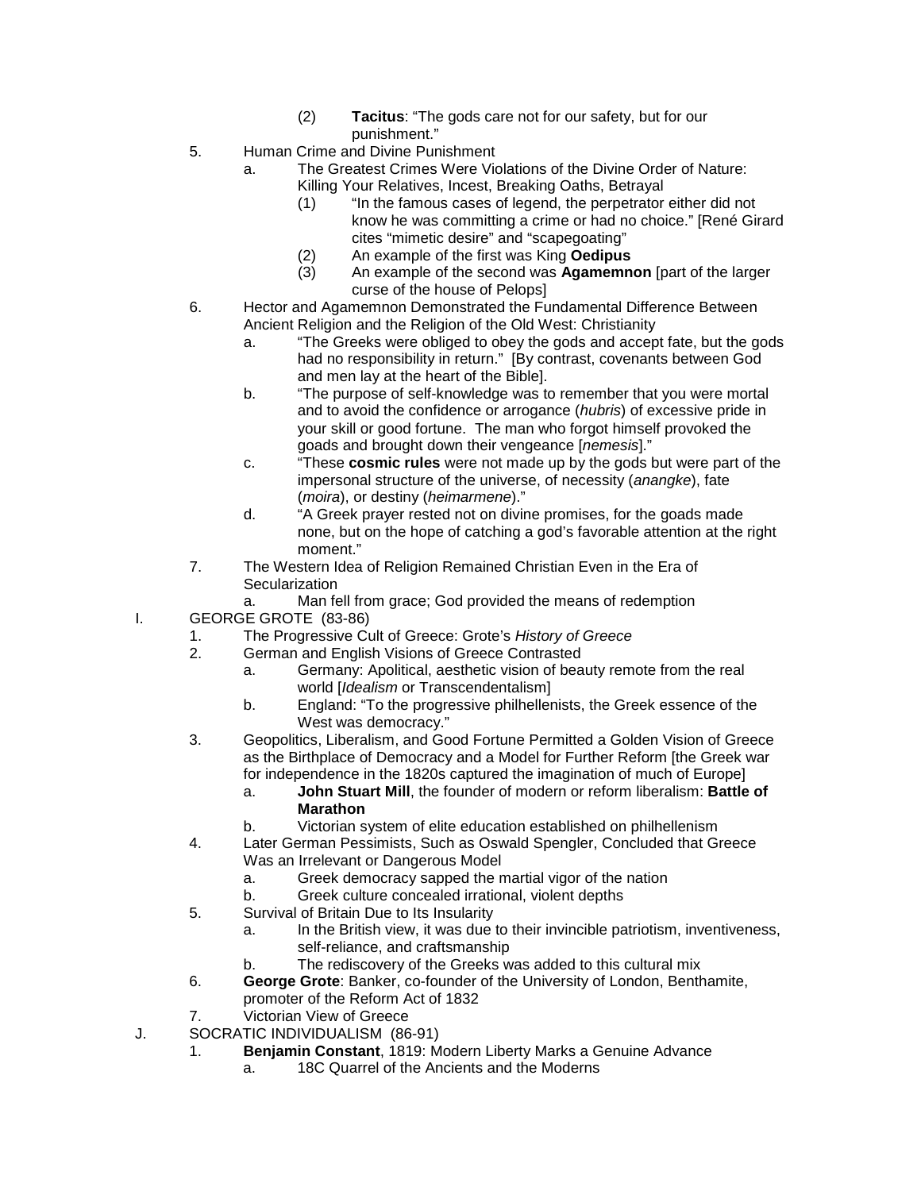(2) **Tacitus**: "The gods care not for our safety, but for our punishment."

5. Human Crime and Divine Punishment
    a. The Greatest Crimes Were Violations of the Divine Order of Nature: Killing Your Relatives, Incest, Breaking Oaths, Betrayal
        (1) "In the famous cases of legend, the perpetrator either did not know he was committing a crime or had no choice." [René Girard cites "mimetic desire" and "scapegoating"
        (2) An example of the first was King **Oedipus**
        (3) An example of the second was **Agamemnon** [part of the larger curse of the house of Pelops]
6. Hector and Agamemnon Demonstrated the Fundamental Difference Between Ancient Religion and the Religion of the Old West: Christianity
    a. "The Greeks were obliged to obey the gods and accept fate, but the gods had no responsibility in return." [By contrast, covenants between God and men lay at the heart of the Bible].
    b. "The purpose of self-knowledge was to remember that you were mortal and to avoid the confidence or arrogance (*hubris*) of excessive pride in your skill or good fortune. The man who forgot himself provoked the goads and brought down their vengeance [*nemesis*]."
    c. "These **cosmic rules** were not made up by the gods but were part of the impersonal structure of the universe, of necessity (*anangke*), fate (*moira*), or destiny (*heimarmene*)."
    d. "A Greek prayer rested not on divine promises, for the goads made none, but on the hope of catching a god's favorable attention at the right moment."
7. The Western Idea of Religion Remained Christian Even in the Era of Secularization
    a. Man fell from grace; God provided the means of redemption

I. GEORGE GROTE (83-86)
1. The Progressive Cult of Greece: Grote's *History of Greece*
2. German and English Visions of Greece Contrasted
    a. Germany: Apolitical, aesthetic vision of beauty remote from the real world [*Idealism* or Transcendentalism]
    b. England: "To the progressive philhellenists, the Greek essence of the West was democracy."
3. Geopolitics, Liberalism, and Good Fortune Permitted a Golden Vision of Greece as the Birthplace of Democracy and a Model for Further Reform [the Greek war for independence in the 1820s captured the imagination of much of Europe]
    a. **John Stuart Mill**, the founder of modern or reform liberalism: **Battle of Marathon**
    b. Victorian system of elite education established on philhellenism
4. Later German Pessimists, Such as Oswald Spengler, Concluded that Greece Was an Irrelevant or Dangerous Model
    a. Greek democracy sapped the martial vigor of the nation
    b. Greek culture concealed irrational, violent depths
5. Survival of Britain Due to Its Insularity
    a. In the British view, it was due to their invincible patriotism, inventiveness, self-reliance, and craftsmanship
    b. The rediscovery of the Greeks was added to this cultural mix
6. **George Grote**: Banker, co-founder of the University of London, Benthamite, promoter of the Reform Act of 1832
7. Victorian View of Greece

J. SOCRATIC INDIVIDUALISM (86-91)
1. **Benjamin Constant**, 1819: Modern Liberty Marks a Genuine Advance
    a. 18C Quarrel of the Ancients and the Moderns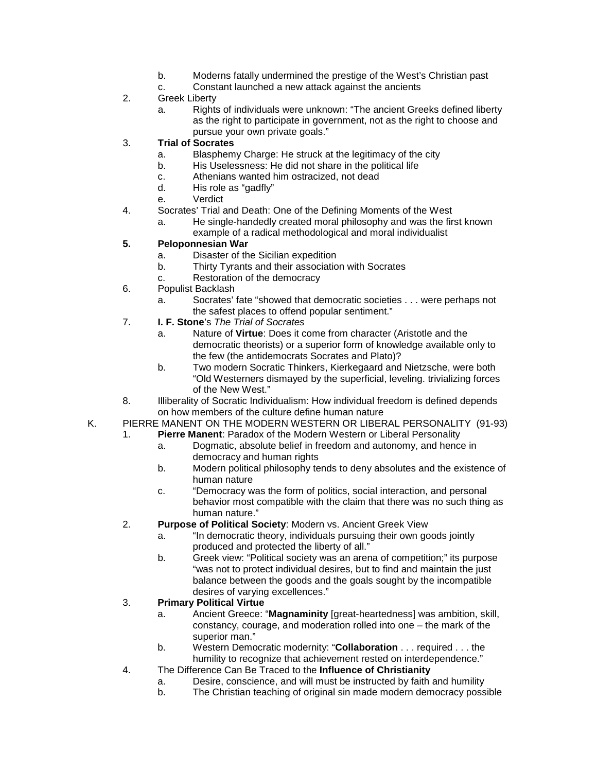- b. Moderns fatally undermined the prestige of the West's Christian past
   - c. Constant launched a new attack against the ancients

2. Greek Liberty
   - a. Rights of individuals were unknown: "The ancient Greeks defined liberty as the right to participate in government, not as the right to choose and pursue your own private goals."

3. **Trial of Socrates**
   - a. Blasphemy Charge: He struck at the legitimacy of the city
   - b. His Uselessness: He did not share in the political life
   - c. Athenians wanted him ostracized, not dead
   - d. His role as "gadfly"
   - e. Verdict

4. Socrates' Trial and Death: One of the Defining Moments of the West
   - a. He single-handedly created moral philosophy and was the first known example of a radical methodological and moral individualist

5. **Peloponnesian War**
   - a. Disaster of the Sicilian expedition
   - b. Thirty Tyrants and their association with Socrates
   - c. Restoration of the democracy

6. Populist Backlash
   - a. Socrates' fate "showed that democratic societies . . . were perhaps not the safest places to offend popular sentiment."

7. **I. F. Stone**'s *The Trial of Socrates*
   - a. Nature of **Virtue**: Does it come from character (Aristotle and the democratic theorists) or a superior form of knowledge available only to the few (the antidemocrats Socrates and Plato)?
   - b. Two modern Socratic Thinkers, Kierkegaard and Nietzsche, were both "Old Westerners dismayed by the superficial, leveling. trivializing forces of the New West."

8. Illiberality of Socratic Individualism: How individual freedom is defined depends on how members of the culture define human nature

K. PIERRE MANENT ON THE MODERN WESTERN OR LIBERAL PERSONALITY (91-93)

1. **Pierre Manent**: Paradox of the Modern Western or Liberal Personality
   - a. Dogmatic, absolute belief in freedom and autonomy, and hence in democracy and human rights
   - b. Modern political philosophy tends to deny absolutes and the existence of human nature
   - c. "Democracy was the form of politics, social interaction, and personal behavior most compatible with the claim that there was no such thing as human nature."

2. **Purpose of Political Society**: Modern vs. Ancient Greek View
   - a. "In democratic theory, individuals pursuing their own goods jointly produced and protected the liberty of all."
   - b. Greek view: "Political society was an arena of competition;" its purpose "was not to protect individual desires, but to find and maintain the just balance between the goods and the goals sought by the incompatible desires of varying excellences."

3. **Primary Political Virtue**
   - a. Ancient Greece: "**Magnaminity** [great-heartedness] was ambition, skill, constancy, courage, and moderation rolled into one – the mark of the superior man."
   - b. Western Democratic modernity: "**Collaboration** . . . required . . . the humility to recognize that achievement rested on interdependence."

4. The Difference Can Be Traced to the **Influence of Christianity**
   - a. Desire, conscience, and will must be instructed by faith and humility
   - b. The Christian teaching of original sin made modern democracy possible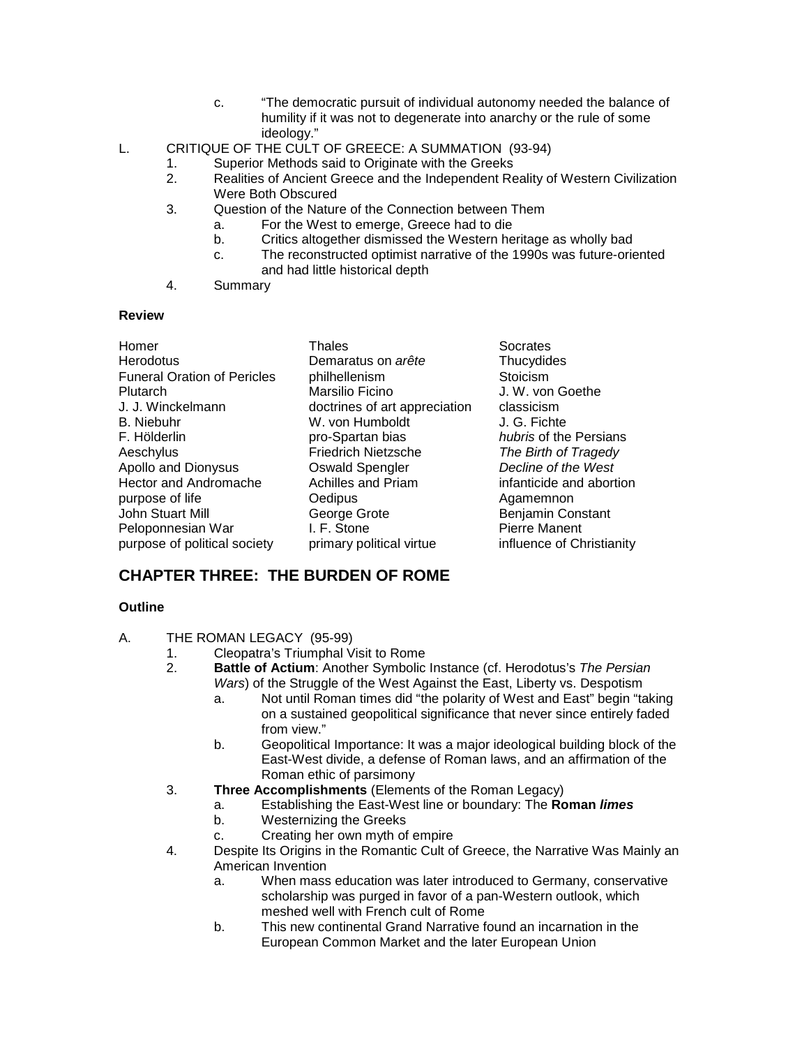c. "The democratic pursuit of individual autonomy needed the balance of humility if it was not to degenerate into anarchy or the rule of some ideology."

L. CRITIQUE OF THE CULT OF GREECE: A SUMMATION (93-94)
   1. Superior Methods said to Originate with the Greeks
   2. Realities of Ancient Greece and the Independent Reality of Western Civilization Were Both Obscured
   3. Question of the Nature of the Connection between Them
      a. For the West to emerge, Greece had to die
      b. Critics altogether dismissed the Western heritage as wholly bad
      c. The reconstructed optimist narrative of the 1990s was future-oriented and had little historical depth
   4. Summary

**Review**

| | | |
|---|---|---|
| Homer | Thales | Socrates |
| Herodotus | Demaratus on *arête* | Thucydides |
| Funeral Oration of Pericles | philhellenism | Stoicism |
| Plutarch | Marsilio Ficino | J. W. von Goethe |
| J. J. Winckelmann | doctrines of art appreciation | classicism |
| B. Niebuhr | W. von Humboldt | J. G. Fichte |
| F. Hölderlin | pro-Spartan bias | *hubris* of the Persians |
| Aeschylus | Friedrich Nietzsche | *The Birth of Tragedy* |
| Apollo and Dionysus | Oswald Spengler | *Decline of the West* |
| Hector and Andromache | Achilles and Priam | infanticide and abortion |
| purpose of life | Oedipus | Agamemnon |
| John Stuart Mill | George Grote | Benjamin Constant |
| Peloponnesian War | I. F. Stone | Pierre Manent |
| purpose of political society | primary political virtue | influence of Christianity |

## CHAPTER THREE: THE BURDEN OF ROME

**Outline**

A. THE ROMAN LEGACY (95-99)
   1. Cleopatra's Triumphal Visit to Rome
   2. **Battle of Actium**: Another Symbolic Instance (cf. Herodotus's *The Persian Wars*) of the Struggle of the West Against the East, Liberty vs. Despotism
      a. Not until Roman times did "the polarity of West and East" begin "taking on a sustained geopolitical significance that never since entirely faded from view."
      b. Geopolitical Importance: It was a major ideological building block of the East-West divide, a defense of Roman laws, and an affirmation of the Roman ethic of parsimony
   3. **Three Accomplishments** (Elements of the Roman Legacy)
      a. Establishing the East-West line or boundary: The **Roman *limes***
      b. Westernizing the Greeks
      c. Creating her own myth of empire
   4. Despite Its Origins in the Romantic Cult of Greece, the Narrative Was Mainly an American Invention
      a. When mass education was later introduced to Germany, conservative scholarship was purged in favor of a pan-Western outlook, which meshed well with French cult of Rome
      b. This new continental Grand Narrative found an incarnation in the European Common Market and the later European Union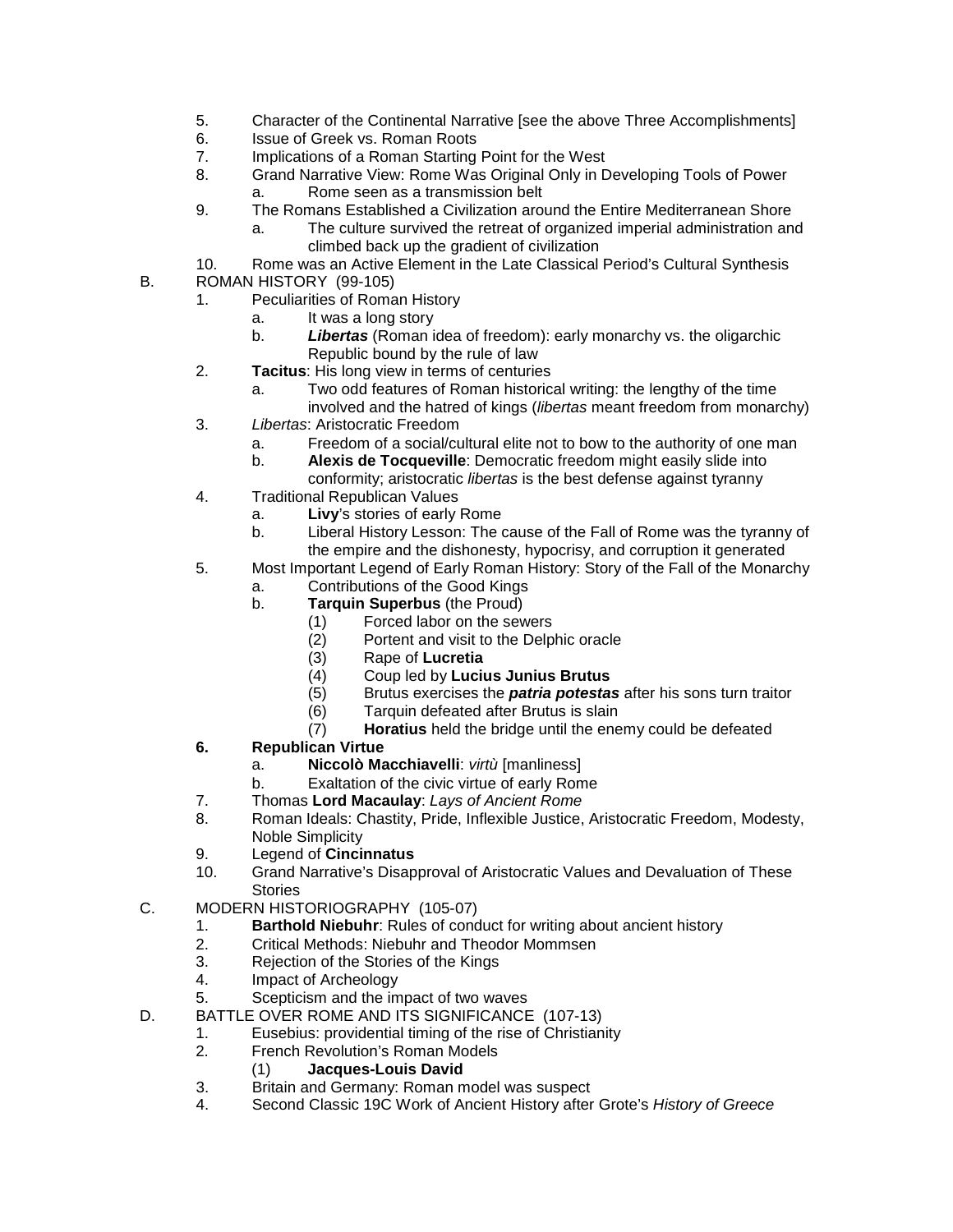5. Character of the Continental Narrative [see the above Three Accomplishments]
6. Issue of Greek vs. Roman Roots
7. Implications of a Roman Starting Point for the West
8. Grand Narrative View: Rome Was Original Only in Developing Tools of Power
    a. Rome seen as a transmission belt
9. The Romans Established a Civilization around the Entire Mediterranean Shore
    a. The culture survived the retreat of organized imperial administration and climbed back up the gradient of civilization
10. Rome was an Active Element in the Late Classical Period's Cultural Synthesis

B. ROMAN HISTORY (99-105)

1. Peculiarities of Roman History
    a. It was a long story
    b. ***Libertas*** (Roman idea of freedom): early monarchy vs. the oligarchic Republic bound by the rule of law
2. **Tacitus**: His long view in terms of centuries
    a. Two odd features of Roman historical writing: the lengthy of the time involved and the hatred of kings (*libertas* meant freedom from monarchy)
3. *Libertas*: Aristocratic Freedom
    a. Freedom of a social/cultural elite not to bow to the authority of one man
    b. **Alexis de Tocqueville**: Democratic freedom might easily slide into conformity; aristocratic *libertas* is the best defense against tyranny
4. Traditional Republican Values
    a. **Livy**'s stories of early Rome
    b. Liberal History Lesson: The cause of the Fall of Rome was the tyranny of the empire and the dishonesty, hypocrisy, and corruption it generated
5. Most Important Legend of Early Roman History: Story of the Fall of the Monarchy
    a. Contributions of the Good Kings
    b. **Tarquin Superbus** (the Proud)
        (1) Forced labor on the sewers
        (2) Portent and visit to the Delphic oracle
        (3) Rape of **Lucretia**
        (4) Coup led by **Lucius Junius Brutus**
        (5) Brutus exercises the ***patria potestas*** after his sons turn traitor
        (6) Tarquin defeated after Brutus is slain
        (7) **Horatius** held the bridge until the enemy could be defeated
6. **Republican Virtue**
    a. **Niccolò Macchiavelli**: *virtù* [manliness]
    b. Exaltation of the civic virtue of early Rome
7. Thomas **Lord Macaulay**: *Lays of Ancient Rome*
8. Roman Ideals: Chastity, Pride, Inflexible Justice, Aristocratic Freedom, Modesty, Noble Simplicity
9. Legend of **Cincinnatus**
10. Grand Narrative's Disapproval of Aristocratic Values and Devaluation of These Stories

C. MODERN HISTORIOGRAPHY (105-07)

1. **Barthold Niebuhr**: Rules of conduct for writing about ancient history
2. Critical Methods: Niebuhr and Theodor Mommsen
3. Rejection of the Stories of the Kings
4. Impact of Archeology
5. Scepticism and the impact of two waves

D. BATTLE OVER ROME AND ITS SIGNIFICANCE (107-13)

1. Eusebius: providential timing of the rise of Christianity
2. French Revolution's Roman Models
    (1) **Jacques-Louis David**
3. Britain and Germany: Roman model was suspect
4. Second Classic 19C Work of Ancient History after Grote's *History of Greece*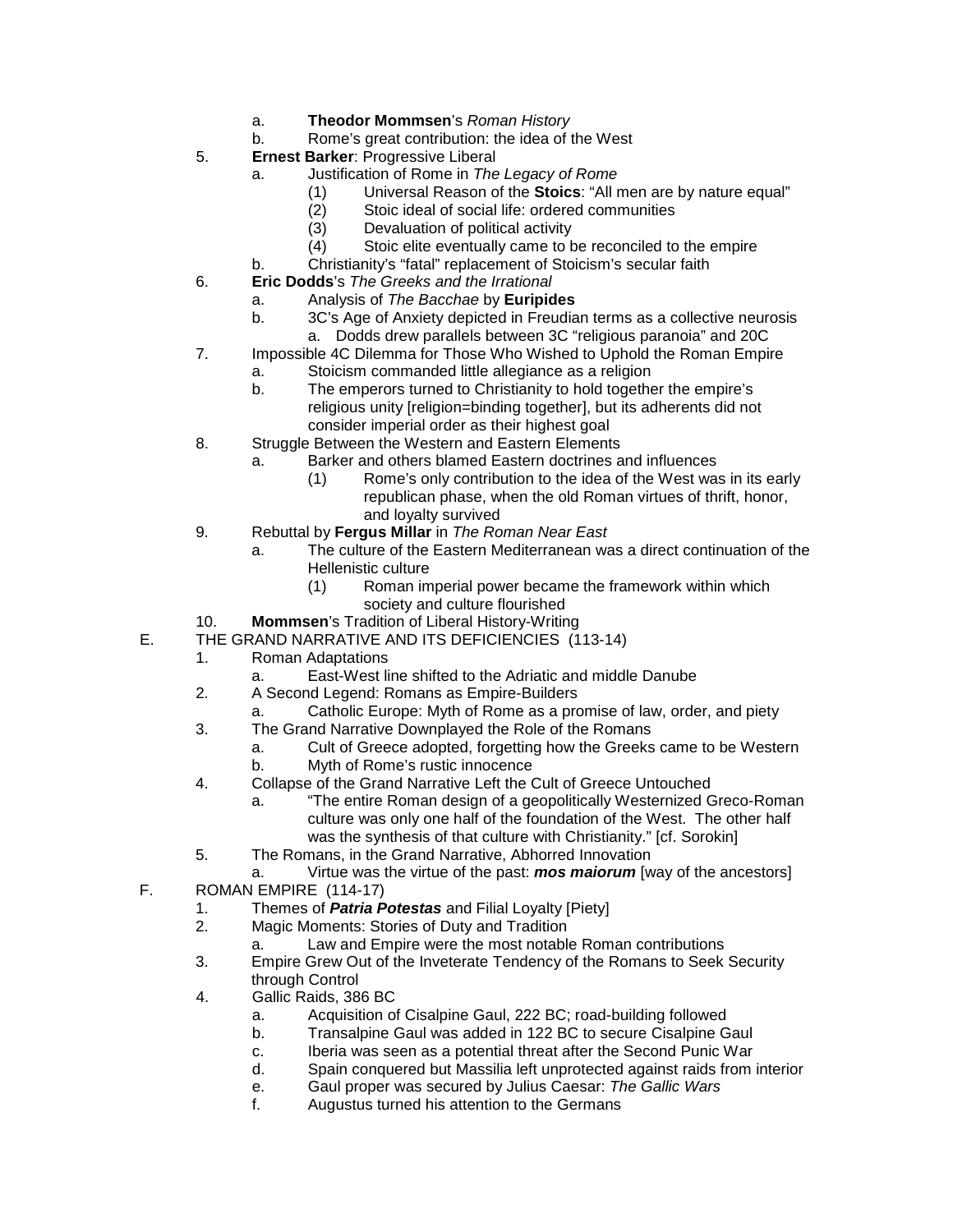- a. **Theodor Mommsen**'s *Roman History*
   - b. Rome's great contribution: the idea of the West

5. **Ernest Barker**: Progressive Liberal
   - a. Justification of Rome in *The Legacy of Rome*
     - (1) Universal Reason of the **Stoics**: "All men are by nature equal"
     - (2) Stoic ideal of social life: ordered communities
     - (3) Devaluation of political activity
     - (4) Stoic elite eventually came to be reconciled to the empire
   - b. Christianity's "fatal" replacement of Stoicism's secular faith
6. **Eric Dodds**'s *The Greeks and the Irrational*
   - a. Analysis of *The Bacchae* by **Euripides**
   - b. 3C's Age of Anxiety depicted in Freudian terms as a collective neurosis
     - a. Dodds drew parallels between 3C "religious paranoia" and 20C
7. Impossible 4C Dilemma for Those Who Wished to Uphold the Roman Empire
   - a. Stoicism commanded little allegiance as a religion
   - b. The emperors turned to Christianity to hold together the empire's religious unity [religion=binding together], but its adherents did not consider imperial order as their highest goal
8. Struggle Between the Western and Eastern Elements
   - a. Barker and others blamed Eastern doctrines and influences
     - (1) Rome's only contribution to the idea of the West was in its early republican phase, when the old Roman virtues of thrift, honor, and loyalty survived
9. Rebuttal by **Fergus Millar** in *The Roman Near East*
   - a. The culture of the Eastern Mediterranean was a direct continuation of the Hellenistic culture
     - (1) Roman imperial power became the framework within which society and culture flourished
10. **Mommsen**'s Tradition of Liberal History-Writing

E. THE GRAND NARRATIVE AND ITS DEFICIENCIES (113-14)

1. Roman Adaptations
   - a. East-West line shifted to the Adriatic and middle Danube
2. A Second Legend: Romans as Empire-Builders
   - a. Catholic Europe: Myth of Rome as a promise of law, order, and piety
3. The Grand Narrative Downplayed the Role of the Romans
   - a. Cult of Greece adopted, forgetting how the Greeks came to be Western
   - b. Myth of Rome's rustic innocence
4. Collapse of the Grand Narrative Left the Cult of Greece Untouched
   - a. "The entire Roman design of a geopolitically Westernized Greco-Roman culture was only one half of the foundation of the West. The other half was the synthesis of that culture with Christianity." [cf. Sorokin]
5. The Romans, in the Grand Narrative, Abhorred Innovation
   - a. Virtue was the virtue of the past: ***mos maiorum*** [way of the ancestors]

F. ROMAN EMPIRE (114-17)

1. Themes of ***Patria Potestas*** and Filial Loyalty [Piety]
2. Magic Moments: Stories of Duty and Tradition
   - a. Law and Empire were the most notable Roman contributions
3. Empire Grew Out of the Inveterate Tendency of the Romans to Seek Security through Control
4. Gallic Raids, 386 BC
   - a. Acquisition of Cisalpine Gaul, 222 BC; road-building followed
   - b. Transalpine Gaul was added in 122 BC to secure Cisalpine Gaul
   - c. Iberia was seen as a potential threat after the Second Punic War
   - d. Spain conquered but Massilia left unprotected against raids from interior
   - e. Gaul proper was secured by Julius Caesar: *The Gallic Wars*
   - f. Augustus turned his attention to the Germans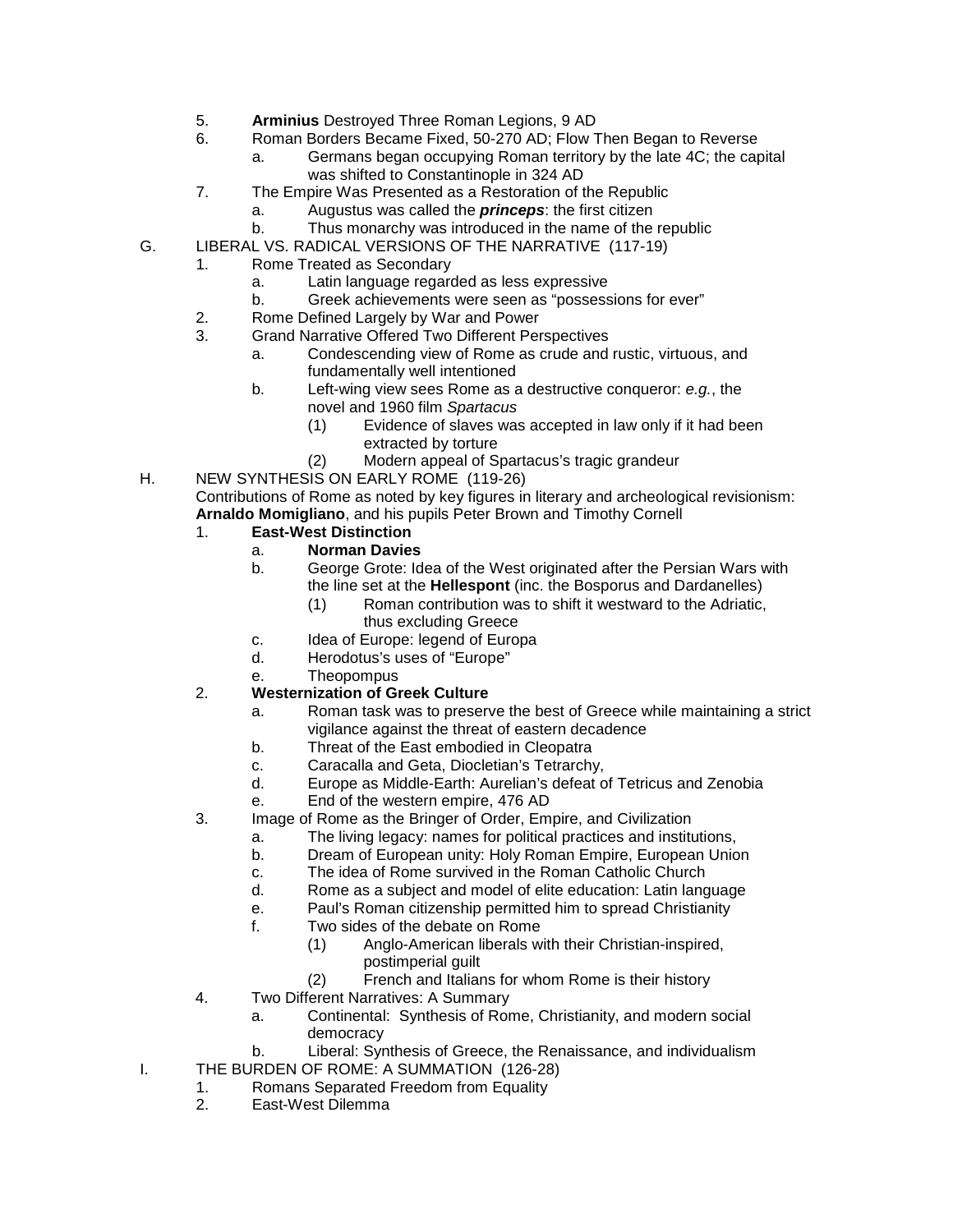5. **Arminius** Destroyed Three Roman Legions, 9 AD
6. Roman Borders Became Fixed, 50-270 AD; Flow Then Began to Reverse
   a. Germans began occupying Roman territory by the late 4C; the capital was shifted to Constantinople in 324 AD
7. The Empire Was Presented as a Restoration of the Republic
   a. Augustus was called the ***princeps***: the first citizen
   b. Thus monarchy was introduced in the name of the republic

G. LIBERAL VS. RADICAL VERSIONS OF THE NARRATIVE (117-19)

1. Rome Treated as Secondary
   a. Latin language regarded as less expressive
   b. Greek achievements were seen as "possessions for ever"
2. Rome Defined Largely by War and Power
3. Grand Narrative Offered Two Different Perspectives
   a. Condescending view of Rome as crude and rustic, virtuous, and fundamentally well intentioned
   b. Left-wing view sees Rome as a destructive conqueror: *e.g.*, the novel and 1960 film *Spartacus*
      (1) Evidence of slaves was accepted in law only if it had been extracted by torture
      (2) Modern appeal of Spartacus's tragic grandeur

H. NEW SYNTHESIS ON EARLY ROME (119-26)

Contributions of Rome as noted by key figures in literary and archeological revisionism: **Arnaldo Momigliano**, and his pupils Peter Brown and Timothy Cornell

1. **East-West Distinction**
   a. **Norman Davies**
   b. George Grote: Idea of the West originated after the Persian Wars with the line set at the **Hellespont** (inc. the Bosporus and Dardanelles)
      (1) Roman contribution was to shift it westward to the Adriatic, thus excluding Greece
   c. Idea of Europe: legend of Europa
   d. Herodotus's uses of "Europe"
   e. Theopompus
2. **Westernization of Greek Culture**
   a. Roman task was to preserve the best of Greece while maintaining a strict vigilance against the threat of eastern decadence
   b. Threat of the East embodied in Cleopatra
   c. Caracalla and Geta, Diocletian's Tetrarchy,
   d. Europe as Middle-Earth: Aurelian's defeat of Tetricus and Zenobia
   e. End of the western empire, 476 AD
3. Image of Rome as the Bringer of Order, Empire, and Civilization
   a. The living legacy: names for political practices and institutions,
   b. Dream of European unity: Holy Roman Empire, European Union
   c. The idea of Rome survived in the Roman Catholic Church
   d. Rome as a subject and model of elite education: Latin language
   e. Paul's Roman citizenship permitted him to spread Christianity
   f. Two sides of the debate on Rome
      (1) Anglo-American liberals with their Christian-inspired, postimperial guilt
      (2) French and Italians for whom Rome is their history
4. Two Different Narratives: A Summary
   a. Continental: Synthesis of Rome, Christianity, and modern social democracy
   b. Liberal: Synthesis of Greece, the Renaissance, and individualism

I. THE BURDEN OF ROME: A SUMMATION (126-28)

1. Romans Separated Freedom from Equality
2. East-West Dilemma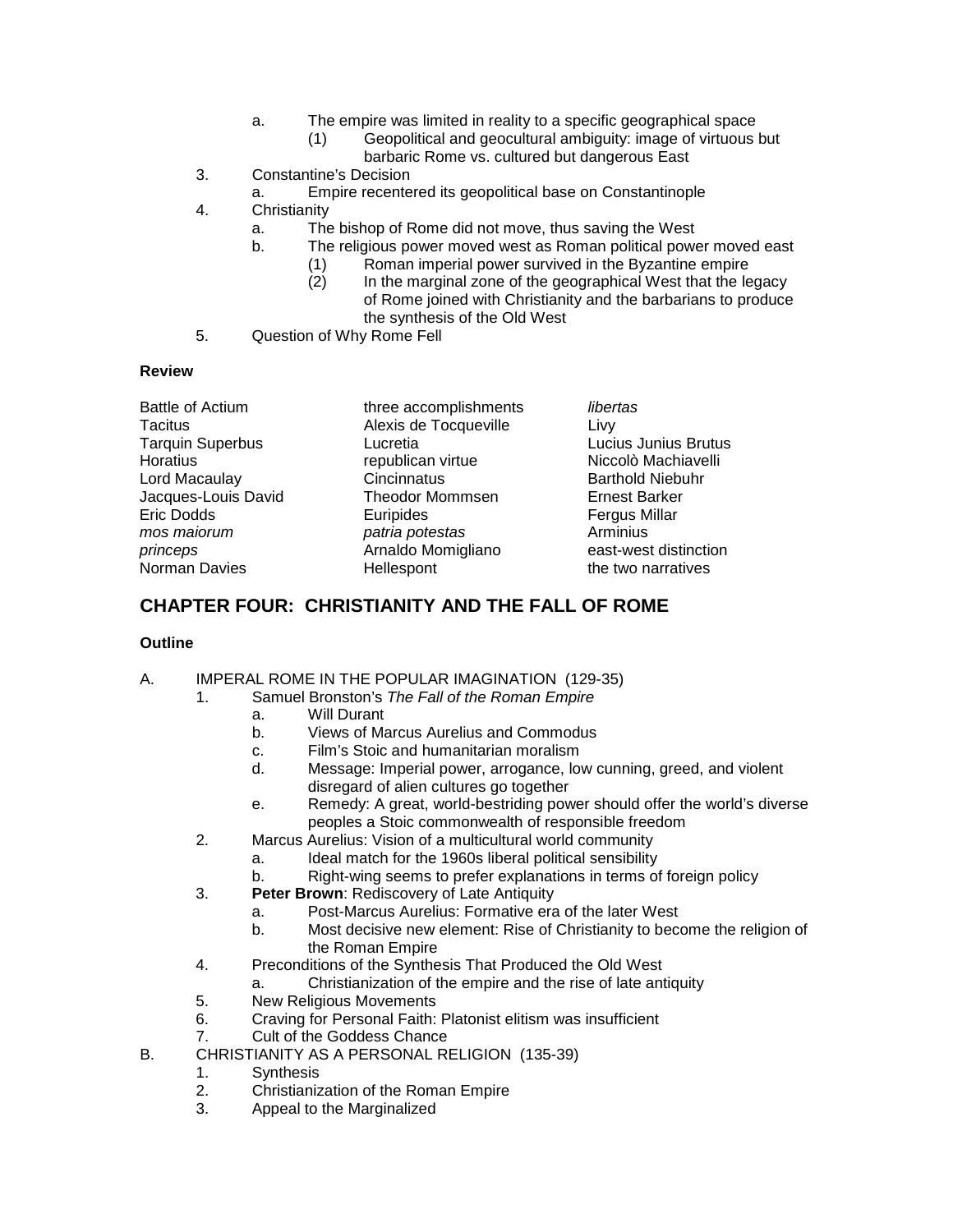- a. The empire was limited in reality to a specific geographical space
  - (1) Geopolitical and geocultural ambiguity: image of virtuous but barbaric Rome vs. cultured but dangerous East

3. Constantine's Decision
   - a. Empire recentered its geopolitical base on Constantinople
4. Christianity
   - a. The bishop of Rome did not move, thus saving the West
   - b. The religious power moved west as Roman political power moved east
     - (1) Roman imperial power survived in the Byzantine empire
     - (2) In the marginal zone of the geographical West that the legacy of Rome joined with Christianity and the barbarians to produce the synthesis of the Old West
5. Question of Why Rome Fell

**Review**

| | | |
|---|---|---|
| Battle of Actium | three accomplishments | *libertas* |
| Tacitus | Alexis de Tocqueville | Livy |
| Tarquin Superbus | Lucretia | Lucius Junius Brutus |
| Horatius | republican virtue | Niccolò Machiavelli |
| Lord Macaulay | Cincinnatus | Barthold Niebuhr |
| Jacques-Louis David | Theodor Mommsen | Ernest Barker |
| Eric Dodds | Euripides | Fergus Millar |
| *mos maiorum* | *patria potestas* | Arminius |
| *princeps* | Arnaldo Momigliano | east-west distinction |
| Norman Davies | Hellespont | the two narratives |

## CHAPTER FOUR: CHRISTIANITY AND THE FALL OF ROME

**Outline**

A. IMPERAL ROME IN THE POPULAR IMAGINATION (129-35)
1. Samuel Bronston's *The Fall of the Roman Empire*
   - a. Will Durant
   - b. Views of Marcus Aurelius and Commodus
   - c. Film's Stoic and humanitarian moralism
   - d. Message: Imperial power, arrogance, low cunning, greed, and violent disregard of alien cultures go together
   - e. Remedy: A great, world-bestriding power should offer the world's diverse peoples a Stoic commonwealth of responsible freedom
2. Marcus Aurelius: Vision of a multicultural world community
   - a. Ideal match for the 1960s liberal political sensibility
   - b. Right-wing seems to prefer explanations in terms of foreign policy
3. **Peter Brown**: Rediscovery of Late Antiquity
   - a. Post-Marcus Aurelius: Formative era of the later West
   - b. Most decisive new element: Rise of Christianity to become the religion of the Roman Empire
4. Preconditions of the Synthesis That Produced the Old West
   - a. Christianization of the empire and the rise of late antiquity
5. New Religious Movements
6. Craving for Personal Faith: Platonist elitism was insufficient
7. Cult of the Goddess Chance

B. CHRISTIANITY AS A PERSONAL RELIGION (135-39)
1. Synthesis
2. Christianization of the Roman Empire
3. Appeal to the Marginalized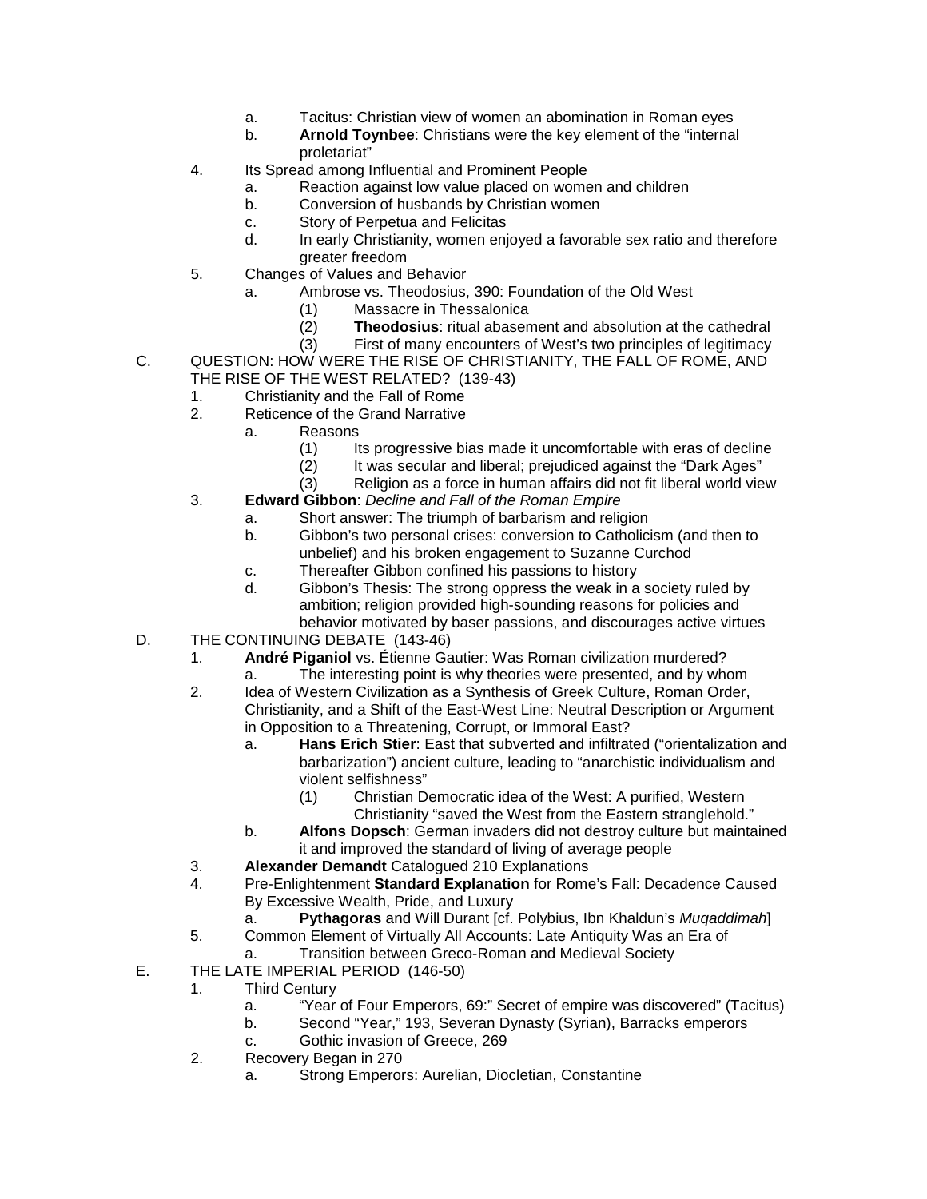- a. Tacitus: Christian view of women an abomination in Roman eyes
- b. **Arnold Toynbee**: Christians were the key element of the "internal proletariat"

4. Its Spread among Influential and Prominent People
   - a. Reaction against low value placed on women and children
   - b. Conversion of husbands by Christian women
   - c. Story of Perpetua and Felicitas
   - d. In early Christianity, women enjoyed a favorable sex ratio and therefore greater freedom
5. Changes of Values and Behavior
   - a. Ambrose vs. Theodosius, 390: Foundation of the Old West
     - (1) Massacre in Thessalonica
     - (2) **Theodosius**: ritual abasement and absolution at the cathedral
     - (3) First of many encounters of West's two principles of legitimacy

C. QUESTION: HOW WERE THE RISE OF CHRISTIANITY, THE FALL OF ROME, AND THE RISE OF THE WEST RELATED? (139-43)

1. Christianity and the Fall of Rome
2. Reticence of the Grand Narrative
   - a. Reasons
     - (1) Its progressive bias made it uncomfortable with eras of decline
     - (2) It was secular and liberal; prejudiced against the "Dark Ages"
     - (3) Religion as a force in human affairs did not fit liberal world view
3. **Edward Gibbon**: *Decline and Fall of the Roman Empire*
   - a. Short answer: The triumph of barbarism and religion
   - b. Gibbon's two personal crises: conversion to Catholicism (and then to unbelief) and his broken engagement to Suzanne Curchod
   - c. Thereafter Gibbon confined his passions to history
   - d. Gibbon's Thesis: The strong oppress the weak in a society ruled by ambition; religion provided high-sounding reasons for policies and behavior motivated by baser passions, and discourages active virtues

D. THE CONTINUING DEBATE (143-46)

1. **André Piganiol** vs. Étienne Gautier: Was Roman civilization murdered?
   - a. The interesting point is why theories were presented, and by whom
2. Idea of Western Civilization as a Synthesis of Greek Culture, Roman Order, Christianity, and a Shift of the East-West Line: Neutral Description or Argument in Opposition to a Threatening, Corrupt, or Immoral East?
   - a. **Hans Erich Stier**: East that subverted and infiltrated ("orientalization and barbarization") ancient culture, leading to "anarchistic individualism and violent selfishness"
     - (1) Christian Democratic idea of the West: A purified, Western Christianity "saved the West from the Eastern stranglehold."
   - b. **Alfons Dopsch**: German invaders did not destroy culture but maintained it and improved the standard of living of average people
3. **Alexander Demandt** Catalogued 210 Explanations
4. Pre-Enlightenment **Standard Explanation** for Rome's Fall: Decadence Caused By Excessive Wealth, Pride, and Luxury
   - a. **Pythagoras** and Will Durant [cf. Polybius, Ibn Khaldun's *Muqaddimah*]
5. Common Element of Virtually All Accounts: Late Antiquity Was an Era of
   - a. Transition between Greco-Roman and Medieval Society

E. THE LATE IMPERIAL PERIOD (146-50)

1. Third Century
   - a. "Year of Four Emperors, 69:" Secret of empire was discovered" (Tacitus)
   - b. Second "Year," 193, Severan Dynasty (Syrian), Barracks emperors
   - c. Gothic invasion of Greece, 269
2. Recovery Began in 270
   - a. Strong Emperors: Aurelian, Diocletian, Constantine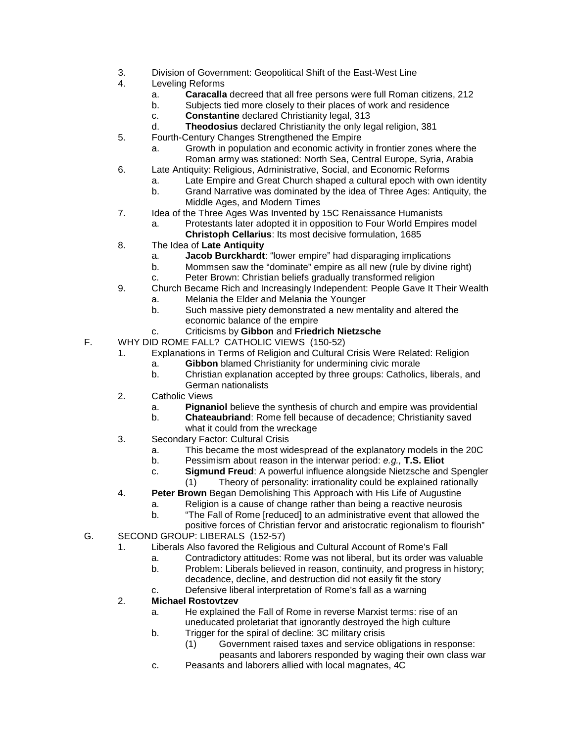3. Division of Government: Geopolitical Shift of the East-West Line
4. Leveling Reforms
    a. **Caracalla** decreed that all free persons were full Roman citizens, 212
    b. Subjects tied more closely to their places of work and residence
    c. **Constantine** declared Christianity legal, 313
    d. **Theodosius** declared Christianity the only legal religion, 381
5. Fourth-Century Changes Strengthened the Empire
    a. Growth in population and economic activity in frontier zones where the Roman army was stationed: North Sea, Central Europe, Syria, Arabia
6. Late Antiquity: Religious, Administrative, Social, and Economic Reforms
    a. Late Empire and Great Church shaped a cultural epoch with own identity
    b. Grand Narrative was dominated by the idea of Three Ages: Antiquity, the Middle Ages, and Modern Times
7. Idea of the Three Ages Was Invented by 15C Renaissance Humanists
    a. Protestants later adopted it in opposition to Four World Empires model **Christoph Cellarius**: Its most decisive formulation, 1685
8. The Idea of **Late Antiquity**
    a. **Jacob Burckhardt**: "lower empire" had disparaging implications
    b. Mommsen saw the "dominate" empire as all new (rule by divine right)
    c. Peter Brown: Christian beliefs gradually transformed religion
9. Church Became Rich and Increasingly Independent: People Gave It Their Wealth
    a. Melania the Elder and Melania the Younger
    b. Such massive piety demonstrated a new mentality and altered the economic balance of the empire
    c. Criticisms by **Gibbon** and **Friedrich Nietzsche**

F. WHY DID ROME FALL? CATHOLIC VIEWS (150-52)

1. Explanations in Terms of Religion and Cultural Crisis Were Related: Religion
    a. **Gibbon** blamed Christianity for undermining civic morale
    b. Christian explanation accepted by three groups: Catholics, liberals, and German nationalists
2. Catholic Views
    a. **Pignaniol** believe the synthesis of church and empire was providential
    b. **Chateaubriand**: Rome fell because of decadence; Christianity saved what it could from the wreckage
3. Secondary Factor: Cultural Crisis
    a. This became the most widespread of the explanatory models in the 20C
    b. Pessimism about reason in the interwar period: *e.g.,* **T.S. Eliot**
    c. **Sigmund Freud**: A powerful influence alongside Nietzsche and Spengler
        (1) Theory of personality: irrationality could be explained rationally
4. **Peter Brown** Began Demolishing This Approach with His Life of Augustine
    a. Religion is a cause of change rather than being a reactive neurosis
    b. "The Fall of Rome [reduced] to an administrative event that allowed the positive forces of Christian fervor and aristocratic regionalism to flourish"

G. SECOND GROUP: LIBERALS (152-57)

1. Liberals Also favored the Religious and Cultural Account of Rome's Fall
    a. Contradictory attitudes: Rome was not liberal, but its order was valuable
    b. Problem: Liberals believed in reason, continuity, and progress in history; decadence, decline, and destruction did not easily fit the story
    c. Defensive liberal interpretation of Rome's fall as a warning
2. **Michael Rostovtzev**
    a. He explained the Fall of Rome in reverse Marxist terms: rise of an uneducated proletariat that ignorantly destroyed the high culture
    b. Trigger for the spiral of decline: 3C military crisis
        (1) Government raised taxes and service obligations in response: peasants and laborers responded by waging their own class war
    c. Peasants and laborers allied with local magnates, 4C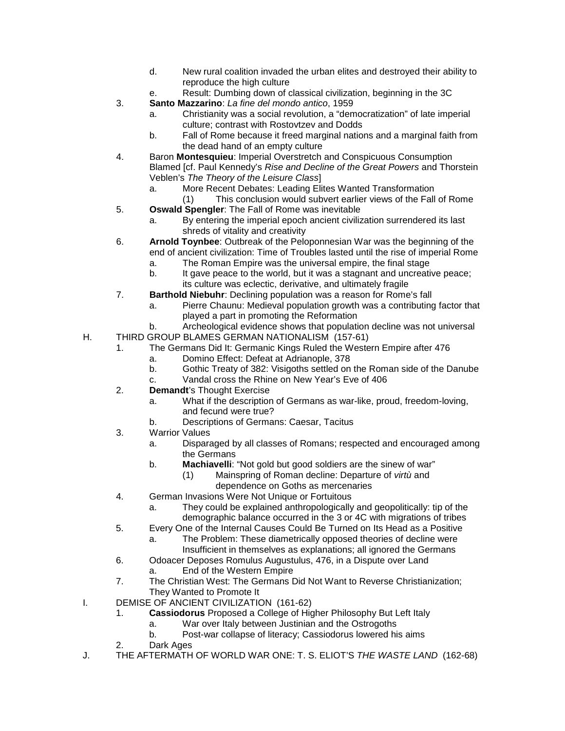- d. New rural coalition invaded the urban elites and destroyed their ability to reproduce the high culture
    - e. Result: Dumbing down of classical civilization, beginning in the 3C
  - 3. **Santo Mazzarino**: *La fine del mondo antico*, 1959
    - a. Christianity was a social revolution, a "democratization" of late imperial culture; contrast with Rostovtzev and Dodds
    - b. Fall of Rome because it freed marginal nations and a marginal faith from the dead hand of an empty culture
  - 4. Baron **Montesquieu**: Imperial Overstretch and Conspicuous Consumption Blamed [cf. Paul Kennedy's *Rise and Decline of the Great Powers* and Thorstein Veblen's *The Theory of the Leisure Class*]
    - a. More Recent Debates: Leading Elites Wanted Transformation
      - (1) This conclusion would subvert earlier views of the Fall of Rome
  - 5. **Oswald Spengler**: The Fall of Rome was inevitable
    - a. By entering the imperial epoch ancient civilization surrendered its last shreds of vitality and creativity
  - 6. **Arnold Toynbee**: Outbreak of the Peloponnesian War was the beginning of the end of ancient civilization: Time of Troubles lasted until the rise of imperial Rome
    - a. The Roman Empire was the universal empire, the final stage
    - b. It gave peace to the world, but it was a stagnant and uncreative peace; its culture was eclectic, derivative, and ultimately fragile
  - 7. **Barthold Niebuhr**: Declining population was a reason for Rome's fall
    - a. Pierre Chaunu: Medieval population growth was a contributing factor that played a part in promoting the Reformation
    - b. Archeological evidence shows that population decline was not universal

- H. THIRD GROUP BLAMES GERMAN NATIONALISM (157-61)
  - 1. The Germans Did It: Germanic Kings Ruled the Western Empire after 476
    - a. Domino Effect: Defeat at Adrianople, 378
    - b. Gothic Treaty of 382: Visigoths settled on the Roman side of the Danube
    - c. Vandal cross the Rhine on New Year's Eve of 406
  - 2. **Demandt**'s Thought Exercise
    - a. What if the description of Germans as war-like, proud, freedom-loving, and fecund were true?
    - b. Descriptions of Germans: Caesar, Tacitus
  - 3. Warrior Values
    - a. Disparaged by all classes of Romans; respected and encouraged among the Germans
    - b. **Machiavelli**: "Not gold but good soldiers are the sinew of war"
      - (1) Mainspring of Roman decline: Departure of *virtù* and dependence on Goths as mercenaries
  - 4. German Invasions Were Not Unique or Fortuitous
    - a. They could be explained anthropologically and geopolitically: tip of the demographic balance occurred in the 3 or 4C with migrations of tribes
  - 5. Every One of the Internal Causes Could Be Turned on Its Head as a Positive
    - a. The Problem: These diametrically opposed theories of decline were Insufficient in themselves as explanations; all ignored the Germans
  - 6. Odoacer Deposes Romulus Augustulus, 476, in a Dispute over Land
    - a. End of the Western Empire
  - 7. The Christian West: The Germans Did Not Want to Reverse Christianization; They Wanted to Promote It

- I. DEMISE OF ANCIENT CIVILIZATION (161-62)
  - 1. **Cassiodorus** Proposed a College of Higher Philosophy But Left Italy
    - a. War over Italy between Justinian and the Ostrogoths
    - b. Post-war collapse of literacy; Cassiodorus lowered his aims
  - 2. Dark Ages

- J. THE AFTERMATH OF WORLD WAR ONE: T. S. ELIOT'S *THE WASTE LAND* (162-68)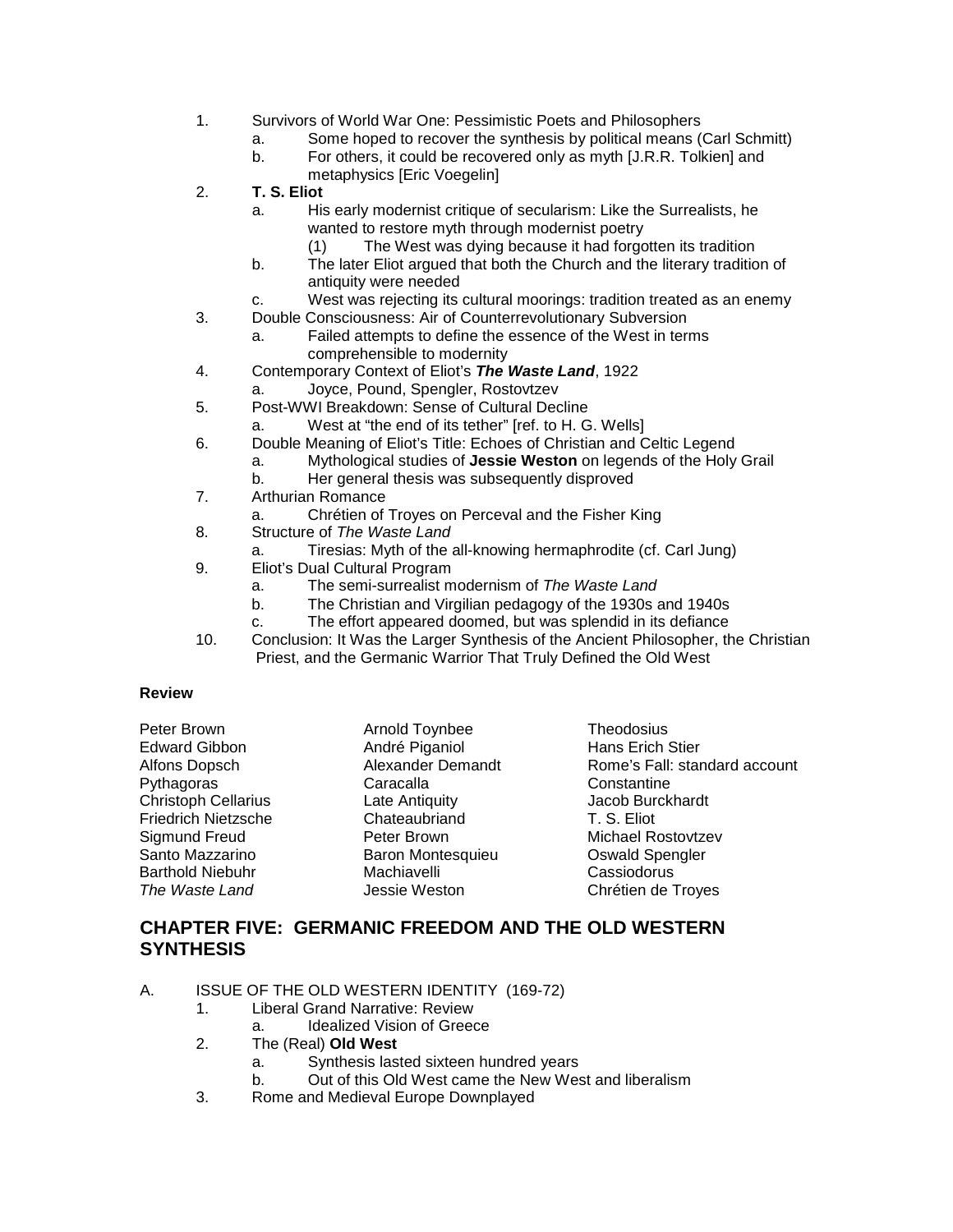1. Survivors of World War One: Pessimistic Poets and Philosophers
    a. Some hoped to recover the synthesis by political means (Carl Schmitt)
    b. For others, it could be recovered only as myth [J.R.R. Tolkien] and metaphysics [Eric Voegelin]
2. **T. S. Eliot**
    a. His early modernist critique of secularism: Like the Surrealists, he wanted to restore myth through modernist poetry
        (1) The West was dying because it had forgotten its tradition
    b. The later Eliot argued that both the Church and the literary tradition of antiquity were needed
    c. West was rejecting its cultural moorings: tradition treated as an enemy
3. Double Consciousness: Air of Counterrevolutionary Subversion
    a. Failed attempts to define the essence of the West in terms comprehensible to modernity
4. Contemporary Context of Eliot's ***The Waste Land***, 1922
    a. Joyce, Pound, Spengler, Rostovtzev
5. Post-WWI Breakdown: Sense of Cultural Decline
    a. West at "the end of its tether" [ref. to H. G. Wells]
6. Double Meaning of Eliot's Title: Echoes of Christian and Celtic Legend
    a. Mythological studies of **Jessie Weston** on legends of the Holy Grail
    b. Her general thesis was subsequently disproved
7. Arthurian Romance
    a. Chrétien of Troyes on Perceval and the Fisher King
8. Structure of *The Waste Land*
    a. Tiresias: Myth of the all-knowing hermaphrodite (cf. Carl Jung)
9. Eliot's Dual Cultural Program
    a. The semi-surrealist modernism of *The Waste Land*
    b. The Christian and Virgilian pedagogy of the 1930s and 1940s
    c. The effort appeared doomed, but was splendid in its defiance
10. Conclusion: It Was the Larger Synthesis of the Ancient Philosopher, the Christian Priest, and the Germanic Warrior That Truly Defined the Old West

**Review**

| | | |
|---|---|---|
| Peter Brown | Arnold Toynbee | Theodosius |
| Edward Gibbon | André Piganiol | Hans Erich Stier |
| Alfons Dopsch | Alexander Demandt | Rome's Fall: standard account |
| Pythagoras | Caracalla | Constantine |
| Christoph Cellarius | Late Antiquity | Jacob Burckhardt |
| Friedrich Nietzsche | Chateaubriand | T. S. Eliot |
| Sigmund Freud | Peter Brown | Michael Rostovtzev |
| Santo Mazzarino | Baron Montesquieu | Oswald Spengler |
| Barthold Niebuhr | Machiavelli | Cassiodorus |
| *The Waste Land* | Jessie Weston | Chrétien de Troyes |

## CHAPTER FIVE: GERMANIC FREEDOM AND THE OLD WESTERN SYNTHESIS

A. ISSUE OF THE OLD WESTERN IDENTITY (169-72)
1. Liberal Grand Narrative: Review
    a. Idealized Vision of Greece
2. The (Real) **Old West**
    a. Synthesis lasted sixteen hundred years
    b. Out of this Old West came the New West and liberalism
3. Rome and Medieval Europe Downplayed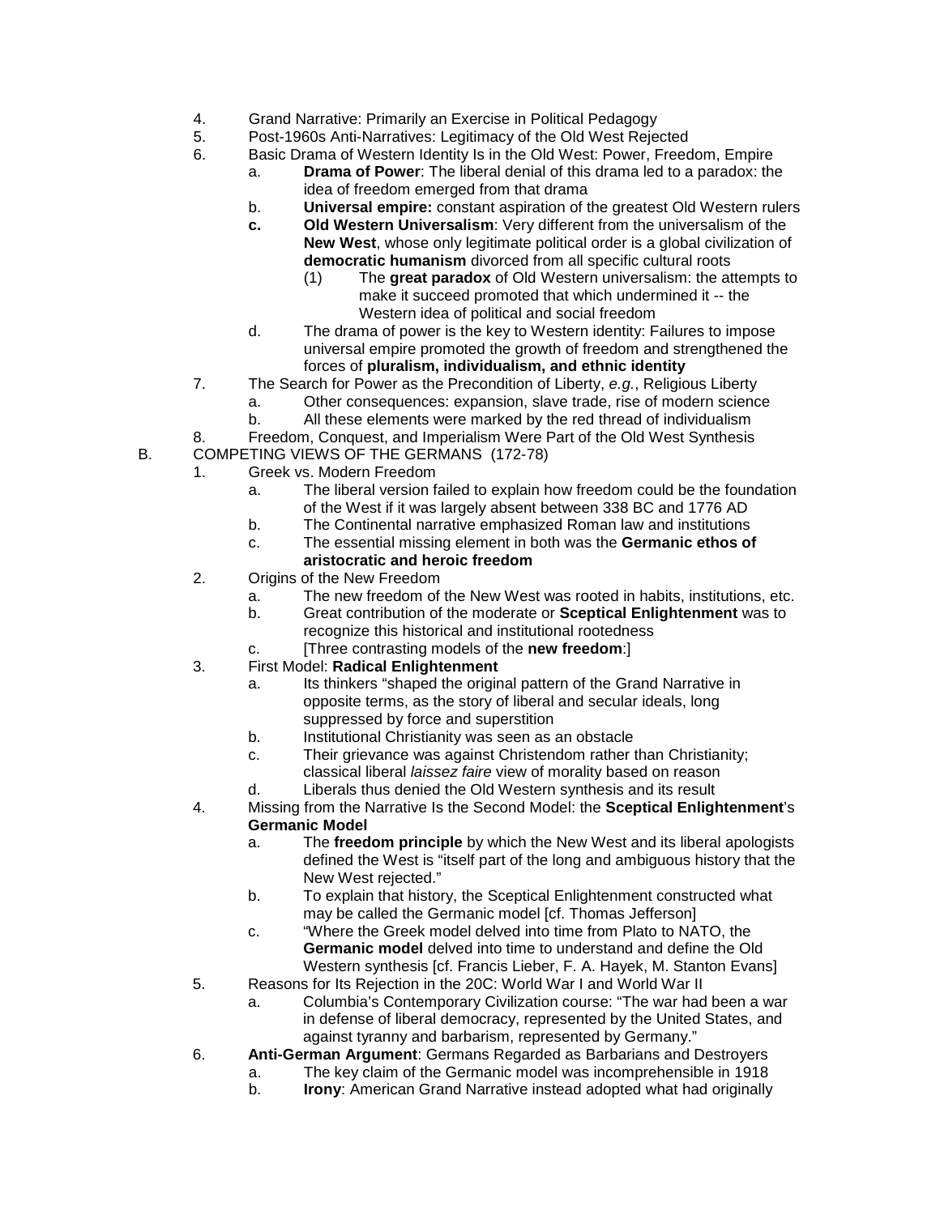4. Grand Narrative: Primarily an Exercise in Political Pedagogy
5. Post-1960s Anti-Narratives: Legitimacy of the Old West Rejected
6. Basic Drama of Western Identity Is in the Old West: Power, Freedom, Empire
   - a. **Drama of Power**: The liberal denial of this drama led to a paradox: the idea of freedom emerged from that drama
   - b. **Universal empire:** constant aspiration of the greatest Old Western rulers
   - **c.** **Old Western Universalism**: Very different from the universalism of the **New West**, whose only legitimate political order is a global civilization of **democratic humanism** divorced from all specific cultural roots
     - (1) The **great paradox** of Old Western universalism: the attempts to make it succeed promoted that which undermined it -- the Western idea of political and social freedom
   - d. The drama of power is the key to Western identity: Failures to impose universal empire promoted the growth of freedom and strengthened the forces of **pluralism, individualism, and ethnic identity**
7. The Search for Power as the Precondition of Liberty, *e.g.*, Religious Liberty
   - a. Other consequences: expansion, slave trade, rise of modern science
   - b. All these elements were marked by the red thread of individualism
8. Freedom, Conquest, and Imperialism Were Part of the Old West Synthesis

B. COMPETING VIEWS OF THE GERMANS (172-78)

1. Greek vs. Modern Freedom
   - a. The liberal version failed to explain how freedom could be the foundation of the West if it was largely absent between 338 BC and 1776 AD
   - b. The Continental narrative emphasized Roman law and institutions
   - c. The essential missing element in both was the **Germanic ethos of aristocratic and heroic freedom**
2. Origins of the New Freedom
   - a. The new freedom of the New West was rooted in habits, institutions, etc.
   - b. Great contribution of the moderate or **Sceptical Enlightenment** was to recognize this historical and institutional rootedness
   - c. [Three contrasting models of the **new freedom**:]
3. First Model: **Radical Enlightenment**
   - a. Its thinkers "shaped the original pattern of the Grand Narrative in opposite terms, as the story of liberal and secular ideals, long suppressed by force and superstition
   - b. Institutional Christianity was seen as an obstacle
   - c. Their grievance was against Christendom rather than Christianity; classical liberal *laissez faire* view of morality based on reason
   - d. Liberals thus denied the Old Western synthesis and its result
4. Missing from the Narrative Is the Second Model: the **Sceptical Enlightenment**'s **Germanic Model**
   - a. The **freedom principle** by which the New West and its liberal apologists defined the West is "itself part of the long and ambiguous history that the New West rejected."
   - b. To explain that history, the Sceptical Enlightenment constructed what may be called the Germanic model [cf. Thomas Jefferson]
   - c. "Where the Greek model delved into time from Plato to NATO, the **Germanic model** delved into time to understand and define the Old Western synthesis [cf. Francis Lieber, F. A. Hayek, M. Stanton Evans]
5. Reasons for Its Rejection in the 20C: World War I and World War II
   - a. Columbia's Contemporary Civilization course: "The war had been a war in defense of liberal democracy, represented by the United States, and against tyranny and barbarism, represented by Germany."
6. **Anti-German Argument**: Germans Regarded as Barbarians and Destroyers
   - a. The key claim of the Germanic model was incomprehensible in 1918
   - b. **Irony**: American Grand Narrative instead adopted what had originally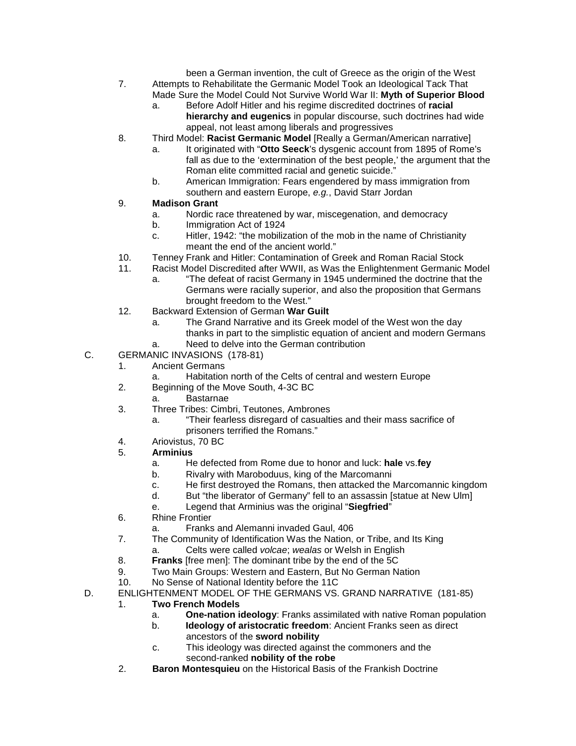been a German invention, the cult of Greece as the origin of the West

7. Attempts to Rehabilitate the Germanic Model Took an Ideological Tack That Made Sure the Model Could Not Survive World War II: **Myth of Superior Blood**
    a. Before Adolf Hitler and his regime discredited doctrines of **racial hierarchy and eugenics** in popular discourse, such doctrines had wide appeal, not least among liberals and progressives
8. Third Model: **Racist Germanic Model** [Really a German/American narrative]
    a. It originated with "**Otto Seeck**'s dysgenic account from 1895 of Rome's fall as due to the 'extermination of the best people,' the argument that the Roman elite committed racial and genetic suicide."
    b. American Immigration: Fears engendered by mass immigration from southern and eastern Europe, *e.g.*, David Starr Jordan
9. **Madison Grant**
    a. Nordic race threatened by war, miscegenation, and democracy
    b. Immigration Act of 1924
    c. Hitler, 1942: "the mobilization of the mob in the name of Christianity meant the end of the ancient world."
10. Tenney Frank and Hitler: Contamination of Greek and Roman Racial Stock
11. Racist Model Discredited after WWII, as Was the Enlightenment Germanic Model
    a. "The defeat of racist Germany in 1945 undermined the doctrine that the Germans were racially superior, and also the proposition that Germans brought freedom to the West."
12. Backward Extension of German **War Guilt**
    a. The Grand Narrative and its Greek model of the West won the day thanks in part to the simplistic equation of ancient and modern Germans
    a. Need to delve into the German contribution

C. GERMANIC INVASIONS (178-81)

1. Ancient Germans
    a. Habitation north of the Celts of central and western Europe
2. Beginning of the Move South, 4-3C BC
    a. Bastarnae
3. Three Tribes: Cimbri, Teutones, Ambrones
    a. "Their fearless disregard of casualties and their mass sacrifice of prisoners terrified the Romans."
4. Ariovistus, 70 BC
5. **Arminius**
    a. He defected from Rome due to honor and luck: **hale** vs.**fey**
    b. Rivalry with Maroboduus, king of the Marcomanni
    c. He first destroyed the Romans, then attacked the Marcomannic kingdom
    d. But "the liberator of Germany" fell to an assassin [statue at New Ulm]
    e. Legend that Arminius was the original "**Siegfried**"
6. Rhine Frontier
    a. Franks and Alemanni invaded Gaul, 406
7. The Community of Identification Was the Nation, or Tribe, and Its King
    a. Celts were called *volcae*; *wealas* or Welsh in English
8. **Franks** [free men]: The dominant tribe by the end of the 5C
9. Two Main Groups: Western and Eastern, But No German Nation
10. No Sense of National Identity before the 11C

D. ENLIGHTENMENT MODEL OF THE GERMANS VS. GRAND NARRATIVE (181-85)

1. **Two French Models**
    a. **One-nation ideology**: Franks assimilated with native Roman population
    b. **Ideology of aristocratic freedom**: Ancient Franks seen as direct ancestors of the **sword nobility**
    c. This ideology was directed against the commoners and the second-ranked **nobility of the robe**
2. **Baron Montesquieu** on the Historical Basis of the Frankish Doctrine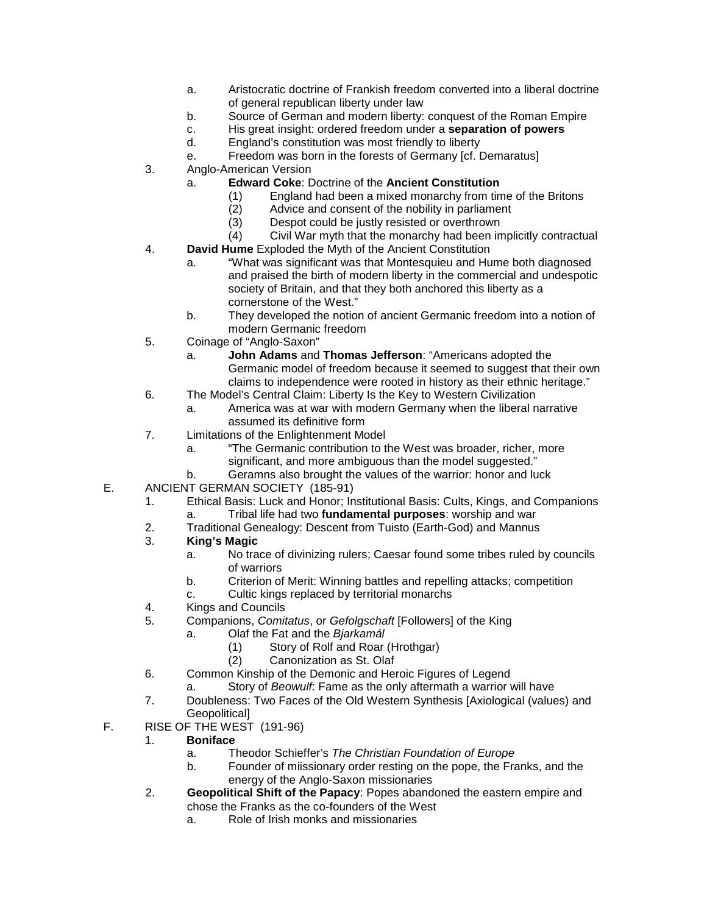a. Aristocratic doctrine of Frankish freedom converted into a liberal doctrine of general republican liberty under law
b. Source of German and modern liberty: conquest of the Roman Empire
c. His great insight: ordered freedom under a **separation of powers**
d. England's constitution was most friendly to liberty
e. Freedom was born in the forests of Germany [cf. Demaratus]

3. Anglo-American Version
   a. **Edward Coke**: Doctrine of the **Ancient Constitution**
      (1) England had been a mixed monarchy from time of the Britons
      (2) Advice and consent of the nobility in parliament
      (3) Despot could be justly resisted or overthrown
      (4) Civil War myth that the monarchy had been implicitly contractual
4. **David Hume** Exploded the Myth of the Ancient Constitution
   a. "What was significant was that Montesquieu and Hume both diagnosed and praised the birth of modern liberty in the commercial and undespotic society of Britain, and that they both anchored this liberty as a cornerstone of the West."
   b. They developed the notion of ancient Germanic freedom into a notion of modern Germanic freedom
5. Coinage of "Anglo-Saxon"
   a. **John Adams** and **Thomas Jefferson**: "Americans adopted the Germanic model of freedom because it seemed to suggest that their own claims to independence were rooted in history as their ethnic heritage."
6. The Model's Central Claim: Liberty Is the Key to Western Civilization
   a. America was at war with modern Germany when the liberal narrative assumed its definitive form
7. Limitations of the Enlightenment Model
   a. "The Germanic contribution to the West was broader, richer, more significant, and more ambiguous than the model suggested."
   b. Geramns also brought the values of the warrior: honor and luck

E. ANCIENT GERMAN SOCIETY (185-91)
   1. Ethical Basis: Luck and Honor; Institutional Basis: Cults, Kings, and Companions
      a. Tribal life had two **fundamental purposes**: worship and war
   2. Traditional Genealogy: Descent from Tuisto (Earth-God) and Mannus
   3. **King's Magic**
      a. No trace of divinizing rulers; Caesar found some tribes ruled by councils of warriors
      b. Criterion of Merit: Winning battles and repelling attacks; competition
      c. Cultic kings replaced by territorial monarchs
   4. Kings and Councils
   5. Companions, *Comitatus*, or *Gefolgschaft* [Followers] of the King
      a. Olaf the Fat and the *Bjarkamál*
         (1) Story of Rolf and Roar (Hrothgar)
         (2) Canonization as St. Olaf
   6. Common Kinship of the Demonic and Heroic Figures of Legend
      a. Story of *Beowulf*: Fame as the only aftermath a warrior will have
   7. Doubleness: Two Faces of the Old Western Synthesis [Axiological (values) and Geopolitical]

F. RISE OF THE WEST (191-96)
   1. **Boniface**
      a. Theodor Schieffer's *The Christian Foundation of Europe*
      b. Founder of miissionary order resting on the pope, the Franks, and the energy of the Anglo-Saxon missionaries
   2. **Geopolitical Shift of the Papacy**: Popes abandoned the eastern empire and chose the Franks as the co-founders of the West
      a. Role of Irish monks and missionaries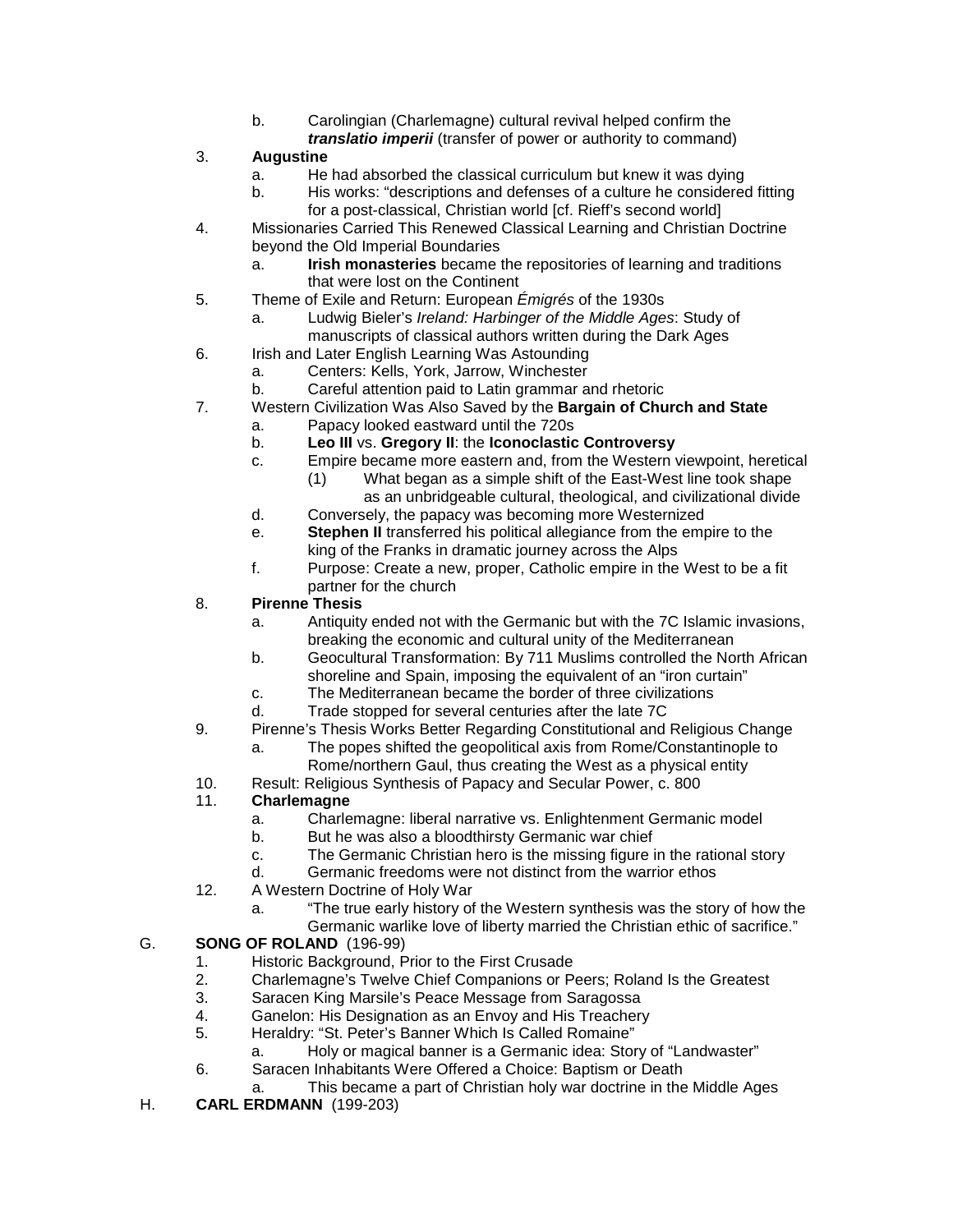b. Carolingian (Charlemagne) cultural revival helped confirm the ***translatio imperii*** (transfer of power or authority to command)

3. **Augustine**
   a. He had absorbed the classical curriculum but knew it was dying
   b. His works: “descriptions and defenses of a culture he considered fitting for a post-classical, Christian world [cf. Rieff’s second world]
4. Missionaries Carried This Renewed Classical Learning and Christian Doctrine beyond the Old Imperial Boundaries
   a. **Irish monasteries** became the repositories of learning and traditions that were lost on the Continent
5. Theme of Exile and Return: European *Émigrés* of the 1930s
   a. Ludwig Bieler’s *Ireland: Harbinger of the Middle Ages*: Study of manuscripts of classical authors written during the Dark Ages
6. Irish and Later English Learning Was Astounding
   a. Centers: Kells, York, Jarrow, Winchester
   b. Careful attention paid to Latin grammar and rhetoric
7. Western Civilization Was Also Saved by the **Bargain of Church and State**
   a. Papacy looked eastward until the 720s
   b. **Leo III** vs. **Gregory II**: the **Iconoclastic Controversy**
   c. Empire became more eastern and, from the Western viewpoint, heretical
      (1) What began as a simple shift of the East-West line took shape as an unbridgeable cultural, theological, and civilizational divide
   d. Conversely, the papacy was becoming more Westernized
   e. **Stephen II** transferred his political allegiance from the empire to the king of the Franks in dramatic journey across the Alps
   f. Purpose: Create a new, proper, Catholic empire in the West to be a fit partner for the church
8. **Pirenne Thesis**
   a. Antiquity ended not with the Germanic but with the 7C Islamic invasions, breaking the economic and cultural unity of the Mediterranean
   b. Geocultural Transformation: By 711 Muslims controlled the North African shoreline and Spain, imposing the equivalent of an “iron curtain”
   c. The Mediterranean became the border of three civilizations
   d. Trade stopped for several centuries after the late 7C
9. Pirenne’s Thesis Works Better Regarding Constitutional and Religious Change
   a. The popes shifted the geopolitical axis from Rome/Constantinople to Rome/northern Gaul, thus creating the West as a physical entity
10. Result: Religious Synthesis of Papacy and Secular Power, c. 800
11. **Charlemagne**
    a. Charlemagne: liberal narrative vs. Enlightenment Germanic model
    b. But he was also a bloodthirsty Germanic war chief
    c. The Germanic Christian hero is the missing figure in the rational story
    d. Germanic freedoms were not distinct from the warrior ethos
12. A Western Doctrine of Holy War
    a. “The true early history of the Western synthesis was the story of how the Germanic warlike love of liberty married the Christian ethic of sacrifice.”

G. **SONG OF ROLAND** (196-99)

1. Historic Background, Prior to the First Crusade
2. Charlemagne’s Twelve Chief Companions or Peers; Roland Is the Greatest
3. Saracen King Marsile’s Peace Message from Saragossa
4. Ganelon: His Designation as an Envoy and His Treachery
5. Heraldry: “St. Peter’s Banner Which Is Called Romaine”
   a. Holy or magical banner is a Germanic idea: Story of “Landwaster”
6. Saracen Inhabitants Were Offered a Choice: Baptism or Death
   a. This became a part of Christian holy war doctrine in the Middle Ages

H. **CARL ERDMANN** (199-203)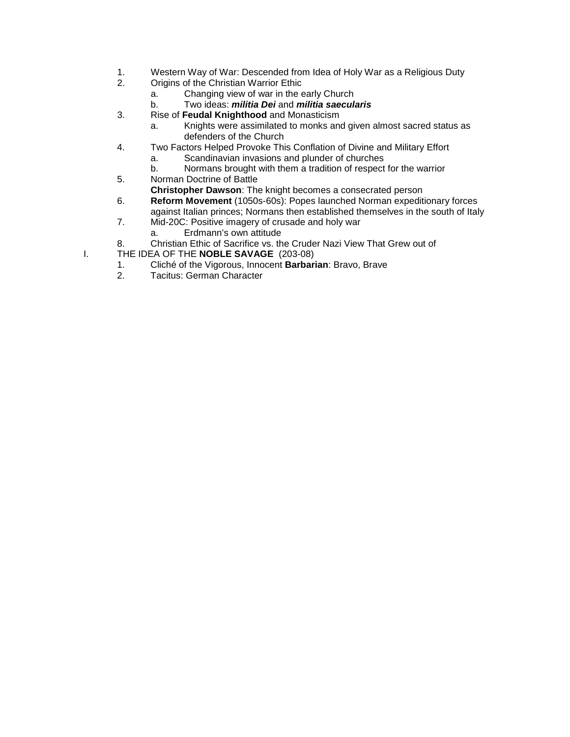1. Western Way of War: Descended from Idea of Holy War as a Religious Duty
2. Origins of the Christian Warrior Ethic
   a. Changing view of war in the early Church
   b. Two ideas: ***militia Dei*** and ***militia saecularis***
3. Rise of **Feudal Knighthood** and Monasticism
   a. Knights were assimilated to monks and given almost sacred status as defenders of the Church
4. Two Factors Helped Provoke This Conflation of Divine and Military Effort
   a. Scandinavian invasions and plunder of churches
   b. Normans brought with them a tradition of respect for the warrior
5. Norman Doctrine of Battle
   **Christopher Dawson**: The knight becomes a consecrated person
6. **Reform Movement** (1050s-60s): Popes launched Norman expeditionary forces against Italian princes; Normans then established themselves in the south of Italy
7. Mid-20C: Positive imagery of crusade and holy war
   a. Erdmann's own attitude
8. Christian Ethic of Sacrifice vs. the Cruder Nazi View That Grew out of

I. THE IDEA OF THE **NOBLE SAVAGE** (203-08)
   1. Cliché of the Vigorous, Innocent **Barbarian**: Bravo, Brave
   2. Tacitus: German Character